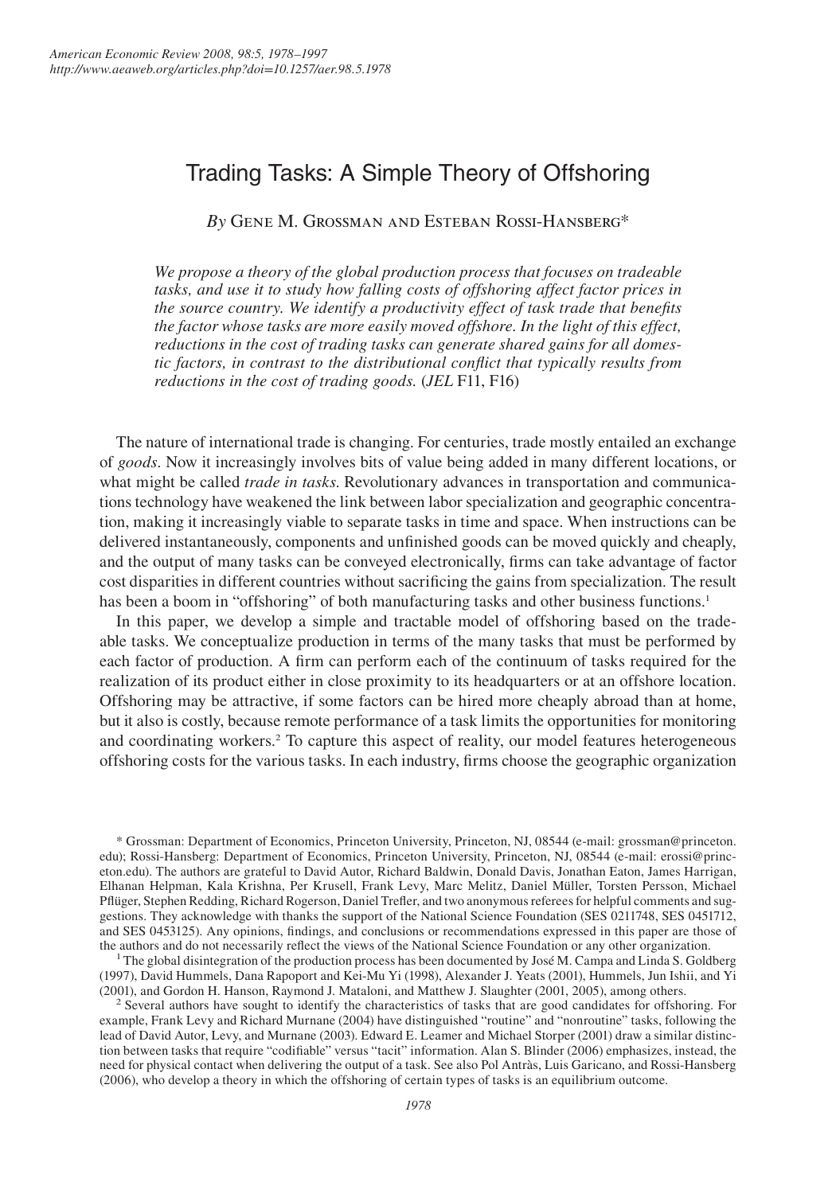# Trading Tasks: A Simple Theory of Offshoring

*By* Gene M. Grossman and Esteban Rossi-Hansberg*

*We propose a theory of the global production process that focuses on tradeable tasks, and use it to study how falling costs of offshoring affect factor prices in the source country. We identify a productivity effect of task trade that benefits the factor whose tasks are more easily moved offshore. In the light of this effect, reductions in the cost of trading tasks can generate shared gains for all domestic factors, in contrast to the distributional conflict that typically results from reductions in the cost of trading goods.* (*JEL* F11, F16)

The nature of international trade is changing. For centuries, trade mostly entailed an exchange of *goods*. Now it increasingly involves bits of value being added in many different locations, or what might be called *trade in tasks*. Revolutionary advances in transportation and communications technology have weakened the link between labor specialization and geographic concentration, making it increasingly viable to separate tasks in time and space. When instructions can be delivered instantaneously, components and unfinished goods can be moved quickly and cheaply, and the output of many tasks can be conveyed electronically, firms can take advantage of factor cost disparities in different countries without sacrificing the gains from specialization. The result has been a boom in "offshoring" of both manufacturing tasks and other business functions.[1]

In this paper, we develop a simple and tractable model of offshoring based on the tradeable tasks. We conceptualize production in terms of the many tasks that must be performed by each factor of production. A firm can perform each of the continuum of tasks required for the realization of its product either in close proximity to its headquarters or at an offshore location. Offshoring may be attractive, if some factors can be hired more cheaply abroad than at home, but it also is costly, because remote performance of a task limits the opportunities for monitoring and coordinating workers.[2] To capture this aspect of reality, our model features heterogeneous offshoring costs for the various tasks. In each industry, firms choose the geographic organization

* Grossman: Department of Economics, Princeton University, Princeton, NJ, 08544 (e-mail: grossman@princeton.edu); Rossi-Hansberg: Department of Economics, Princeton University, Princeton, NJ, 08544 (e-mail: erossi@princeton.edu). The authors are grateful to David Autor, Richard Baldwin, Donald Davis, Jonathan Eaton, James Harrigan, Elhanan Helpman, Kala Krishna, Per Krusell, Frank Levy, Marc Melitz, Daniel Müller, Torsten Persson, Michael Pflüger, Stephen Redding, Richard Rogerson, Daniel Trefler, and two anonymous referees for helpful comments and suggestions. They acknowledge with thanks the support of the National Science Foundation (SES 0211748, SES 0451712, and SES 0453125). Any opinions, findings, and conclusions or recommendations expressed in this paper are those of the authors and do not necessarily reflect the views of the National Science Foundation or any other organization.

[1] The global disintegration of the production process has been documented by José M. Campa and Linda S. Goldberg (1997), David Hummels, Dana Rapoport and Kei-Mu Yi (1998), Alexander J. Yeats (2001), Hummels, Jun Ishii, and Yi (2001), and Gordon H. Hanson, Raymond J. Mataloni, and Matthew J. Slaughter (2001, 2005), among others.

[2] Several authors have sought to identify the characteristics of tasks that are good candidates for offshoring. For example, Frank Levy and Richard Murnane (2004) have distinguished "routine" and "nonroutine" tasks, following the lead of David Autor, Levy, and Murnane (2003). Edward E. Leamer and Michael Storper (2001) draw a similar distinction between tasks that require "codifiable" versus "tacit" information. Alan S. Blinder (2006) emphasizes, instead, the need for physical contact when delivering the output of a task. See also Pol Antràs, Luis Garicano, and Rossi-Hansberg (2006), who develop a theory in which the offshoring of certain types of tasks is an equilibrium outcome.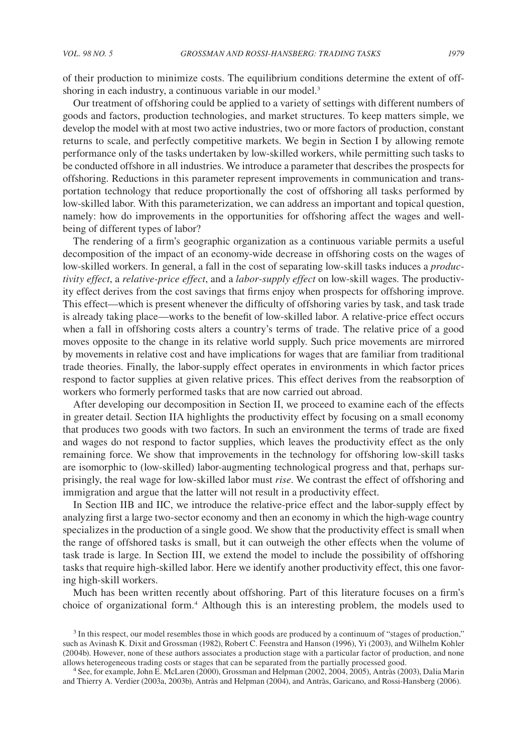of their production to minimize costs. The equilibrium conditions determine the extent of offshoring in each industry, a continuous variable in our model.[3]

Our treatment of offshoring could be applied to a variety of settings with different numbers of goods and factors, production technologies, and market structures. To keep matters simple, we develop the model with at most two active industries, two or more factors of production, constant returns to scale, and perfectly competitive markets. We begin in Section I by allowing remote performance only of the tasks undertaken by low-skilled workers, while permitting such tasks to be conducted offshore in all industries. We introduce a parameter that describes the prospects for offshoring. Reductions in this parameter represent improvements in communication and transportation technology that reduce proportionally the cost of offshoring all tasks performed by low-skilled labor. With this parameterization, we can address an important and topical question, namely: how do improvements in the opportunities for offshoring affect the wages and well-being of different types of labor?

The rendering of a firm's geographic organization as a continuous variable permits a useful decomposition of the impact of an economy-wide decrease in offshoring costs on the wages of low-skilled workers. In general, a fall in the cost of separating low-skill tasks induces a *productivity effect*, a *relative-price effect*, and a *labor-supply effect* on low-skill wages. The productivity effect derives from the cost savings that firms enjoy when prospects for offshoring improve. This effect—which is present whenever the difficulty of offshoring varies by task, and task trade is already taking place—works to the benefit of low-skilled labor. A relative-price effect occurs when a fall in offshoring costs alters a country's terms of trade. The relative price of a good moves opposite to the change in its relative world supply. Such price movements are mirrored by movements in relative cost and have implications for wages that are familiar from traditional trade theories. Finally, the labor-supply effect operates in environments in which factor prices respond to factor supplies at given relative prices. This effect derives from the reabsorption of workers who formerly performed tasks that are now carried out abroad.

After developing our decomposition in Section II, we proceed to examine each of the effects in greater detail. Section IIA highlights the productivity effect by focusing on a small economy that produces two goods with two factors. In such an environment the terms of trade are fixed and wages do not respond to factor supplies, which leaves the productivity effect as the only remaining force. We show that improvements in the technology for offshoring low-skill tasks are isomorphic to (low-skilled) labor-augmenting technological progress and that, perhaps surprisingly, the real wage for low-skilled labor must *rise*. We contrast the effect of offshoring and immigration and argue that the latter will not result in a productivity effect.

In Section IIB and IIC, we introduce the relative-price effect and the labor-supply effect by analyzing first a large two-sector economy and then an economy in which the high-wage country specializes in the production of a single good. We show that the productivity effect is small when the range of offshored tasks is small, but it can outweigh the other effects when the volume of task trade is large. In Section III, we extend the model to include the possibility of offshoring tasks that require high-skilled labor. Here we identify another productivity effect, this one favoring high-skill workers.

Much has been written recently about offshoring. Part of this literature focuses on a firm's choice of organizational form.[4] Although this is an interesting problem, the models used to

[3] In this respect, our model resembles those in which goods are produced by a continuum of "stages of production," such as Avinash K. Dixit and Grossman (1982), Robert C. Feenstra and Hanson (1996), Yi (2003), and Wilhelm Kohler (2004b). However, none of these authors associates a production stage with a particular factor of production, and none allows heterogeneous trading costs or stages that can be separated from the partially processed good.

[4] See, for example, John E. McLaren (2000), Grossman and Helpman (2002, 2004, 2005), Antràs (2003), Dalia Marin and Thierry A. Verdier (2003a, 2003b), Antràs and Helpman (2004), and Antràs, Garicano, and Rossi-Hansberg (2006).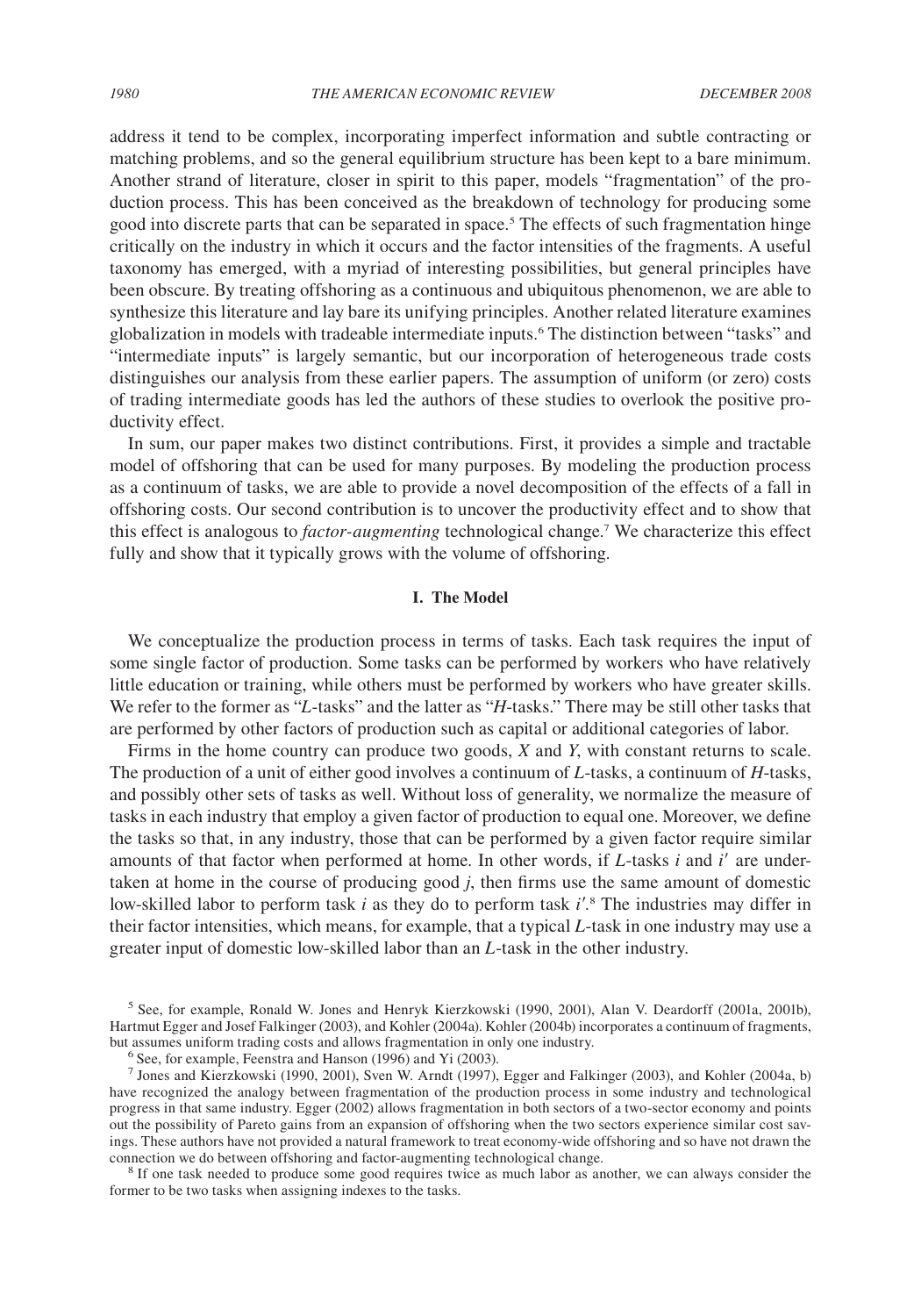address it tend to be complex, incorporating imperfect information and subtle contracting or matching problems, and so the general equilibrium structure has been kept to a bare minimum. Another strand of literature, closer in spirit to this paper, models "fragmentation" of the production process. This has been conceived as the breakdown of technology for producing some good into discrete parts that can be separated in space.[5] The effects of such fragmentation hinge critically on the industry in which it occurs and the factor intensities of the fragments. A useful taxonomy has emerged, with a myriad of interesting possibilities, but general principles have been obscure. By treating offshoring as a continuous and ubiquitous phenomenon, we are able to synthesize this literature and lay bare its unifying principles. Another related literature examines globalization in models with tradeable intermediate inputs.[6] The distinction between "tasks" and "intermediate inputs" is largely semantic, but our incorporation of heterogeneous trade costs distinguishes our analysis from these earlier papers. The assumption of uniform (or zero) costs of trading intermediate goods has led the authors of these studies to overlook the positive productivity effect.

In sum, our paper makes two distinct contributions. First, it provides a simple and tractable model of offshoring that can be used for many purposes. By modeling the production process as a continuum of tasks, we are able to provide a novel decomposition of the effects of a fall in offshoring costs. Our second contribution is to uncover the productivity effect and to show that this effect is analogous to *factor-augmenting* technological change.[7] We characterize this effect fully and show that it typically grows with the volume of offshoring.

## I. The Model

We conceptualize the production process in terms of tasks. Each task requires the input of some single factor of production. Some tasks can be performed by workers who have relatively little education or training, while others must be performed by workers who have greater skills. We refer to the former as "$L$-tasks" and the latter as "$H$-tasks." There may be still other tasks that are performed by other factors of production such as capital or additional categories of labor.

Firms in the home country can produce two goods, $X$ and $Y$, with constant returns to scale. The production of a unit of either good involves a continuum of $L$-tasks, a continuum of $H$-tasks, and possibly other sets of tasks as well. Without loss of generality, we normalize the measure of tasks in each industry that employ a given factor of production to equal one. Moreover, we define the tasks so that, in any industry, those that can be performed by a given factor require similar amounts of that factor when performed at home. In other words, if $L$-tasks $i$ and $i'$ are undertaken at home in the course of producing good $j$, then firms use the same amount of domestic low-skilled labor to perform task $i$ as they do to perform task $i'$.[8] The industries may differ in their factor intensities, which means, for example, that a typical $L$-task in one industry may use a greater input of domestic low-skilled labor than an $L$-task in the other industry.

[5] See, for example, Ronald W. Jones and Henryk Kierzkowski (1990, 2001), Alan V. Deardorff (2001a, 2001b), Hartmut Egger and Josef Falkinger (2003), and Kohler (2004a). Kohler (2004b) incorporates a continuum of fragments, but assumes uniform trading costs and allows fragmentation in only one industry.

[6] See, for example, Feenstra and Hanson (1996) and Yi (2003).

[7] Jones and Kierzkowski (1990, 2001), Sven W. Arndt (1997), Egger and Falkinger (2003), and Kohler (2004a, b) have recognized the analogy between fragmentation of the production process in some industry and technological progress in that same industry. Egger (2002) allows fragmentation in both sectors of a two-sector economy and points out the possibility of Pareto gains from an expansion of offshoring when the two sectors experience similar cost savings. These authors have not provided a natural framework to treat economy-wide offshoring and so have not drawn the connection we do between offshoring and factor-augmenting technological change.

[8] If one task needed to produce some good requires twice as much labor as another, we can always consider the former to be two tasks when assigning indexes to the tasks.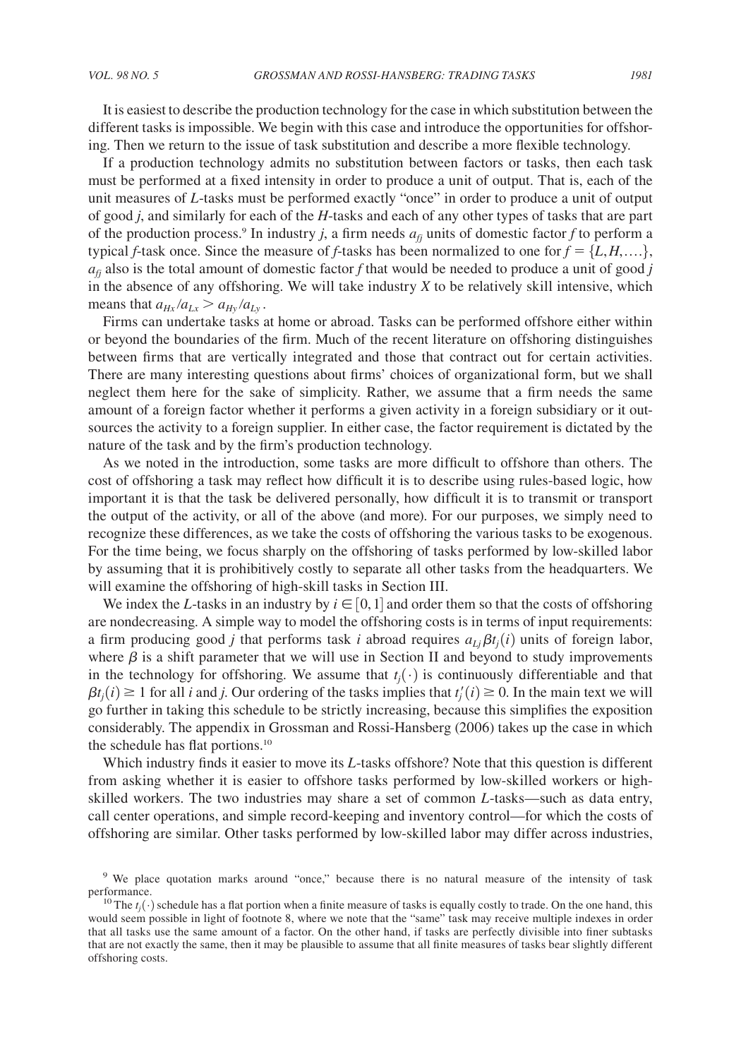It is easiest to describe the production technology for the case in which substitution between the different tasks is impossible. We begin with this case and introduce the opportunities for offshoring. Then we return to the issue of task substitution and describe a more flexible technology.

If a production technology admits no substitution between factors or tasks, then each task must be performed at a fixed intensity in order to produce a unit of output. That is, each of the unit measures of *L*-tasks must be performed exactly "once" in order to produce a unit of output of good *j*, and similarly for each of the *H*-tasks and each of any other types of tasks that are part of the production process.[9] In industry *j*, a firm needs $a_{fj}$ units of domestic factor *f* to perform a typical *f*-task once. Since the measure of *f*-tasks has been normalized to one for $f = \{L, H, \ldots\}$, $a_{fj}$ also is the total amount of domestic factor *f* that would be needed to produce a unit of good *j* in the absence of any offshoring. We will take industry *X* to be relatively skill intensive, which means that $a_{Hx}/a_{Lx} > a_{Hy}/a_{Ly}$.

Firms can undertake tasks at home or abroad. Tasks can be performed offshore either within or beyond the boundaries of the firm. Much of the recent literature on offshoring distinguishes between firms that are vertically integrated and those that contract out for certain activities. There are many interesting questions about firms' choices of organizational form, but we shall neglect them here for the sake of simplicity. Rather, we assume that a firm needs the same amount of a foreign factor whether it performs a given activity in a foreign subsidiary or it outsources the activity to a foreign supplier. In either case, the factor requirement is dictated by the nature of the task and by the firm's production technology.

As we noted in the introduction, some tasks are more difficult to offshore than others. The cost of offshoring a task may reflect how difficult it is to describe using rules-based logic, how important it is that the task be delivered personally, how difficult it is to transmit or transport the output of the activity, or all of the above (and more). For our purposes, we simply need to recognize these differences, as we take the costs of offshoring the various tasks to be exogenous. For the time being, we focus sharply on the offshoring of tasks performed by low-skilled labor by assuming that it is prohibitively costly to separate all other tasks from the headquarters. We will examine the offshoring of high-skill tasks in Section III.

We index the *L*-tasks in an industry by $i \in [0,1]$ and order them so that the costs of offshoring are nondecreasing. A simple way to model the offshoring costs is in terms of input requirements: a firm producing good *j* that performs task *i* abroad requires $a_{Lj}\beta t_j(i)$ units of foreign labor, where $\beta$ is a shift parameter that we will use in Section II and beyond to study improvements in the technology for offshoring. We assume that $t_j(\cdot)$ is continuously differentiable and that $\beta t_j(i) \geq 1$ for all *i* and *j*. Our ordering of the tasks implies that $t_j'(i) \geq 0$. In the main text we will go further in taking this schedule to be strictly increasing, because this simplifies the exposition considerably. The appendix in Grossman and Rossi-Hansberg (2006) takes up the case in which the schedule has flat portions.[10]

Which industry finds it easier to move its *L*-tasks offshore? Note that this question is different from asking whether it is easier to offshore tasks performed by low-skilled workers or high-skilled workers. The two industries may share a set of common *L*-tasks—such as data entry, call center operations, and simple record-keeping and inventory control—for which the costs of offshoring are similar. Other tasks performed by low-skilled labor may differ across industries,

[9] We place quotation marks around "once," because there is no natural measure of the intensity of task performance.

[10] The $t_j(\cdot)$ schedule has a flat portion when a finite measure of tasks is equally costly to trade. On the one hand, this would seem possible in light of footnote 8, where we note that the "same" task may receive multiple indexes in order that all tasks use the same amount of a factor. On the other hand, if tasks are perfectly divisible into finer subtasks that are not exactly the same, then it may be plausible to assume that all finite measures of tasks bear slightly different offshoring costs.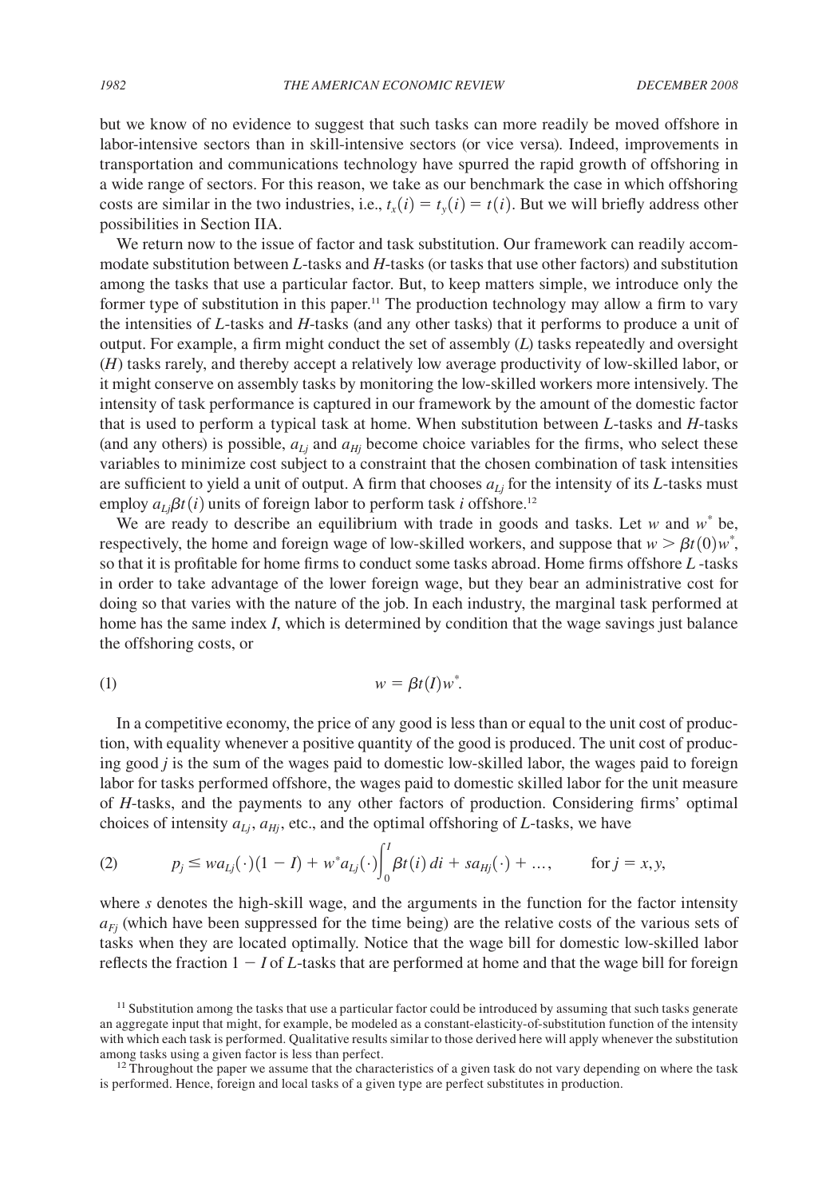but we know of no evidence to suggest that such tasks can more readily be moved offshore in labor-intensive sectors than in skill-intensive sectors (or vice versa). Indeed, improvements in transportation and communications technology have spurred the rapid growth of offshoring in a wide range of sectors. For this reason, we take as our benchmark the case in which offshoring costs are similar in the two industries, i.e., $t_x(i) = t_y(i) = t(i)$. But we will briefly address other possibilities in Section IIA.

We return now to the issue of factor and task substitution. Our framework can readily accommodate substitution between $L$-tasks and $H$-tasks (or tasks that use other factors) and substitution among the tasks that use a particular factor. But, to keep matters simple, we introduce only the former type of substitution in this paper.[11] The production technology may allow a firm to vary the intensities of $L$-tasks and $H$-tasks (and any other tasks) that it performs to produce a unit of output. For example, a firm might conduct the set of assembly ($L$) tasks repeatedly and oversight ($H$) tasks rarely, and thereby accept a relatively low average productivity of low-skilled labor, or it might conserve on assembly tasks by monitoring the low-skilled workers more intensively. The intensity of task performance is captured in our framework by the amount of the domestic factor that is used to perform a typical task at home. When substitution between $L$-tasks and $H$-tasks (and any others) is possible, $a_{Lj}$ and $a_{Hj}$ become choice variables for the firms, who select these variables to minimize cost subject to a constraint that the chosen combination of task intensities are sufficient to yield a unit of output. A firm that chooses $a_{Lj}$ for the intensity of its $L$-tasks must employ $a_{Lj}\beta t(i)$ units of foreign labor to perform task $i$ offshore.[12]

We are ready to describe an equilibrium with trade in goods and tasks. Let $w$ and $w^*$ be, respectively, the home and foreign wage of low-skilled workers, and suppose that $w > \beta t(0) w^*$, so that it is profitable for home firms to conduct some tasks abroad. Home firms offshore $L$-tasks in order to take advantage of the lower foreign wage, but they bear an administrative cost for doing so that varies with the nature of the job. In each industry, the marginal task performed at home has the same index $I$, which is determined by condition that the wage savings just balance the offshoring costs, or

$$w = \beta t(I) w^*. \tag{1}$$

In a competitive economy, the price of any good is less than or equal to the unit cost of production, with equality whenever a positive quantity of the good is produced. The unit cost of producing good $j$ is the sum of the wages paid to domestic low-skilled labor, the wages paid to foreign labor for tasks performed offshore, the wages paid to domestic skilled labor for the unit measure of $H$-tasks, and the payments to any other factors of production. Considering firms' optimal choices of intensity $a_{Lj}$, $a_{Hj}$, etc., and the optimal offshoring of $L$-tasks, we have

$$p_j \leq w a_{Lj}(\cdot)(1 - I) + w^* a_{Lj}(\cdot) \int_0^I \beta t(i)\, di + s a_{Hj}(\cdot) + \ldots, \qquad \text{for } j = x, y, \tag{2}$$

where $s$ denotes the high-skill wage, and the arguments in the function for the factor intensity $a_{Fj}$ (which have been suppressed for the time being) are the relative costs of the various sets of tasks when they are located optimally. Notice that the wage bill for domestic low-skilled labor reflects the fraction $1 - I$ of $L$-tasks that are performed at home and that the wage bill for foreign

[11] Substitution among the tasks that use a particular factor could be introduced by assuming that such tasks generate an aggregate input that might, for example, be modeled as a constant-elasticity-of-substitution function of the intensity with which each task is performed. Qualitative results similar to those derived here will apply whenever the substitution among tasks using a given factor is less than perfect.

[12] Throughout the paper we assume that the characteristics of a given task do not vary depending on where the task is performed. Hence, foreign and local tasks of a given type are perfect substitutes in production.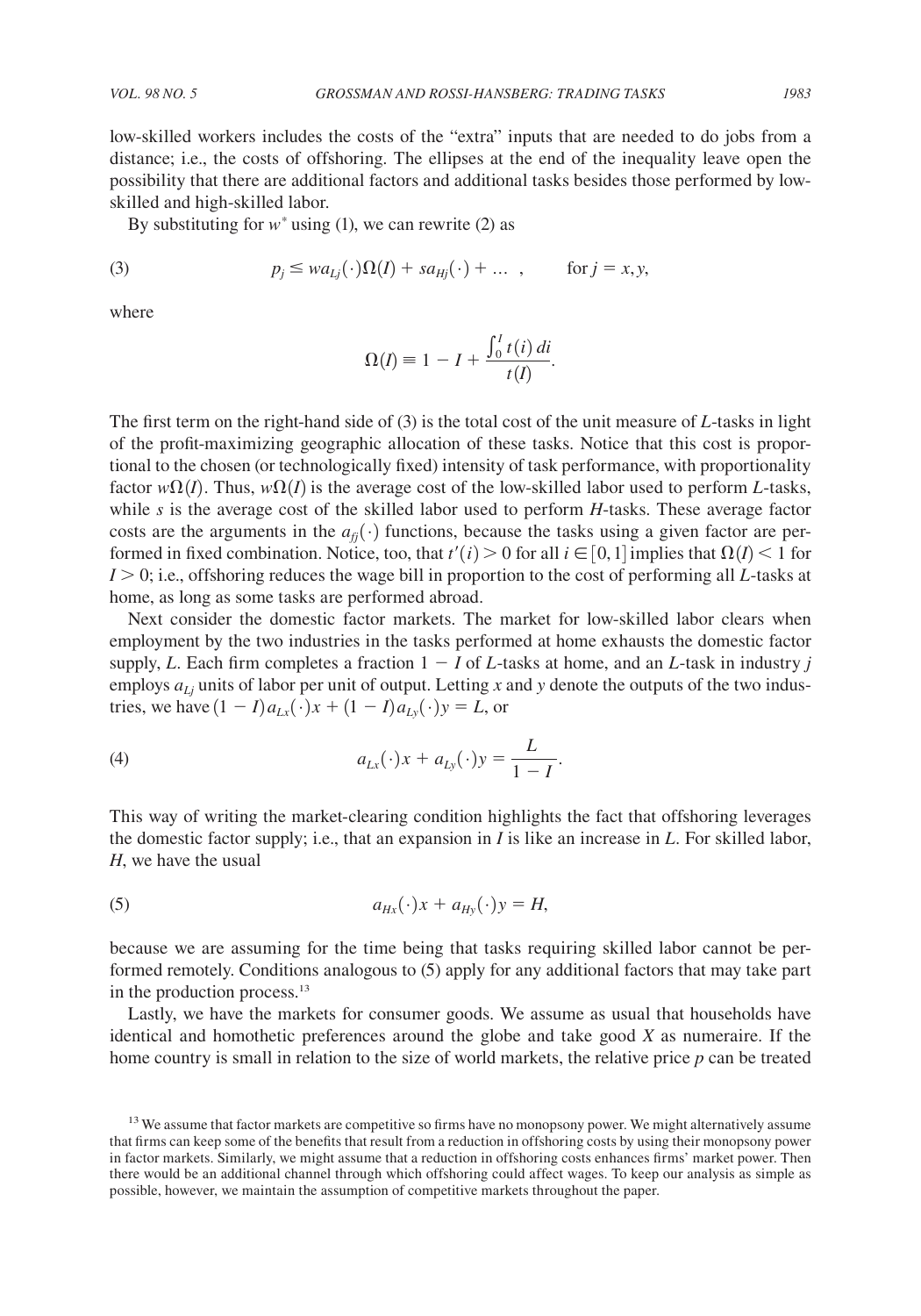low-skilled workers includes the costs of the "extra" inputs that are needed to do jobs from a distance; i.e., the costs of offshoring. The ellipses at the end of the inequality leave open the possibility that there are additional factors and additional tasks besides those performed by low-skilled and high-skilled labor.

By substituting for $w^*$ using (1), we can rewrite (2) as

$$p_j \leq w a_{Lj}(\cdot)\Omega(I) + s a_{Hj}(\cdot) + \ldots \;, \qquad \text{for } j = x, y, \tag{3}$$

where

$$\Omega(I) \equiv 1 - I + \frac{\int_0^I t(i)\,di}{t(I)}.$$

The first term on the right-hand side of (3) is the total cost of the unit measure of $L$-tasks in light of the profit-maximizing geographic allocation of these tasks. Notice that this cost is proportional to the chosen (or technologically fixed) intensity of task performance, with proportionality factor $w\Omega(I)$. Thus, $w\Omega(I)$ is the average cost of the low-skilled labor used to perform $L$-tasks, while $s$ is the average cost of the skilled labor used to perform $H$-tasks. These average factor costs are the arguments in the $a_{fj}(\cdot)$ functions, because the tasks using a given factor are performed in fixed combination. Notice, too, that $t'(i) > 0$ for all $i \in [0, 1]$ implies that $\Omega(I) < 1$ for $I > 0$; i.e., offshoring reduces the wage bill in proportion to the cost of performing all $L$-tasks at home, as long as some tasks are performed abroad.

Next consider the domestic factor markets. The market for low-skilled labor clears when employment by the two industries in the tasks performed at home exhausts the domestic factor supply, $L$. Each firm completes a fraction $1 - I$ of $L$-tasks at home, and an $L$-task in industry $j$ employs $a_{Lj}$ units of labor per unit of output. Letting $x$ and $y$ denote the outputs of the two industries, we have $(1 - I)a_{Lx}(\cdot)x + (1 - I)a_{Ly}(\cdot)y = L$, or

$$a_{Lx}(\cdot)x + a_{Ly}(\cdot)y = \frac{L}{1 - I}. \tag{4}$$

This way of writing the market-clearing condition highlights the fact that offshoring leverages the domestic factor supply; i.e., that an expansion in $I$ is like an increase in $L$. For skilled labor, $H$, we have the usual

$$a_{Hx}(\cdot)x + a_{Hy}(\cdot)y = H, \tag{5}$$

because we are assuming for the time being that tasks requiring skilled labor cannot be performed remotely. Conditions analogous to (5) apply for any additional factors that may take part in the production process.[13]

Lastly, we have the markets for consumer goods. We assume as usual that households have identical and homothetic preferences around the globe and take good $X$ as numeraire. If the home country is small in relation to the size of world markets, the relative price $p$ can be treated

[13] We assume that factor markets are competitive so firms have no monopsony power. We might alternatively assume that firms can keep some of the benefits that result from a reduction in offshoring costs by using their monopsony power in factor markets. Similarly, we might assume that a reduction in offshoring costs enhances firms' market power. Then there would be an additional channel through which offshoring could affect wages. To keep our analysis as simple as possible, however, we maintain the assumption of competitive markets throughout the paper.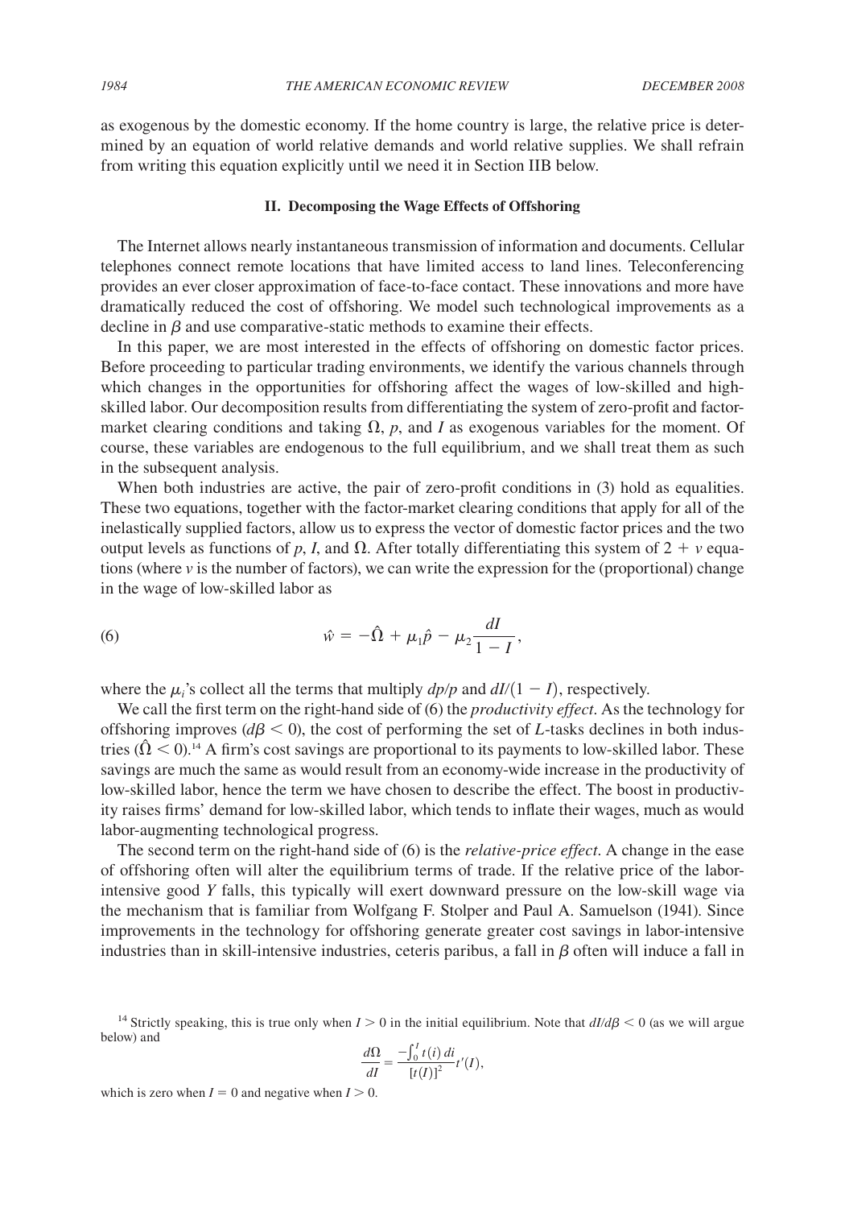as exogenous by the domestic economy. If the home country is large, the relative price is determined by an equation of world relative demands and world relative supplies. We shall refrain from writing this equation explicitly until we need it in Section IIB below.

## II. Decomposing the Wage Effects of Offshoring

The Internet allows nearly instantaneous transmission of information and documents. Cellular telephones connect remote locations that have limited access to land lines. Teleconferencing provides an ever closer approximation of face-to-face contact. These innovations and more have dramatically reduced the cost of offshoring. We model such technological improvements as a decline in $\beta$ and use comparative-static methods to examine their effects.

In this paper, we are most interested in the effects of offshoring on domestic factor prices. Before proceeding to particular trading environments, we identify the various channels through which changes in the opportunities for offshoring affect the wages of low-skilled and high-skilled labor. Our decomposition results from differentiating the system of zero-profit and factor-market clearing conditions and taking $\Omega$, $p$, and $I$ as exogenous variables for the moment. Of course, these variables are endogenous to the full equilibrium, and we shall treat them as such in the subsequent analysis.

When both industries are active, the pair of zero-profit conditions in (3) hold as equalities. These two equations, together with the factor-market clearing conditions that apply for all of the inelastically supplied factors, allow us to express the vector of domestic factor prices and the two output levels as functions of $p$, $I$, and $\Omega$. After totally differentiating this system of $2 + v$ equations (where $v$ is the number of factors), we can write the expression for the (proportional) change in the wage of low-skilled labor as

$$\hat{w} = -\hat{\Omega} + \mu_1 \hat{p} - \mu_2 \frac{dI}{1 - I}, \tag{6}$$

where the $\mu_i$'s collect all the terms that multiply $dp/p$ and $dI/(1 - I)$, respectively.

We call the first term on the right-hand side of (6) the *productivity effect*. As the technology for offshoring improves ($d\beta < 0$), the cost of performing the set of $L$-tasks declines in both industries ($\hat{\Omega} < 0$).[14] A firm's cost savings are proportional to its payments to low-skilled labor. These savings are much the same as would result from an economy-wide increase in the productivity of low-skilled labor, hence the term we have chosen to describe the effect. The boost in productivity raises firms' demand for low-skilled labor, which tends to inflate their wages, much as would labor-augmenting technological progress.

The second term on the right-hand side of (6) is the *relative-price effect*. A change in the ease of offshoring often will alter the equilibrium terms of trade. If the relative price of the labor-intensive good $Y$ falls, this typically will exert downward pressure on the low-skill wage via the mechanism that is familiar from Wolfgang F. Stolper and Paul A. Samuelson (1941). Since improvements in the technology for offshoring generate greater cost savings in labor-intensive industries than in skill-intensive industries, ceteris paribus, a fall in $\beta$ often will induce a fall in

[14] Strictly speaking, this is true only when $I > 0$ in the initial equilibrium. Note that $dI/d\beta < 0$ (as we will argue below) and

$$\frac{d\Omega}{dI} = \frac{-\int_0^I t(i)\, di}{[t(I)]^2} t'(I),$$

which is zero when $I = 0$ and negative when $I > 0$.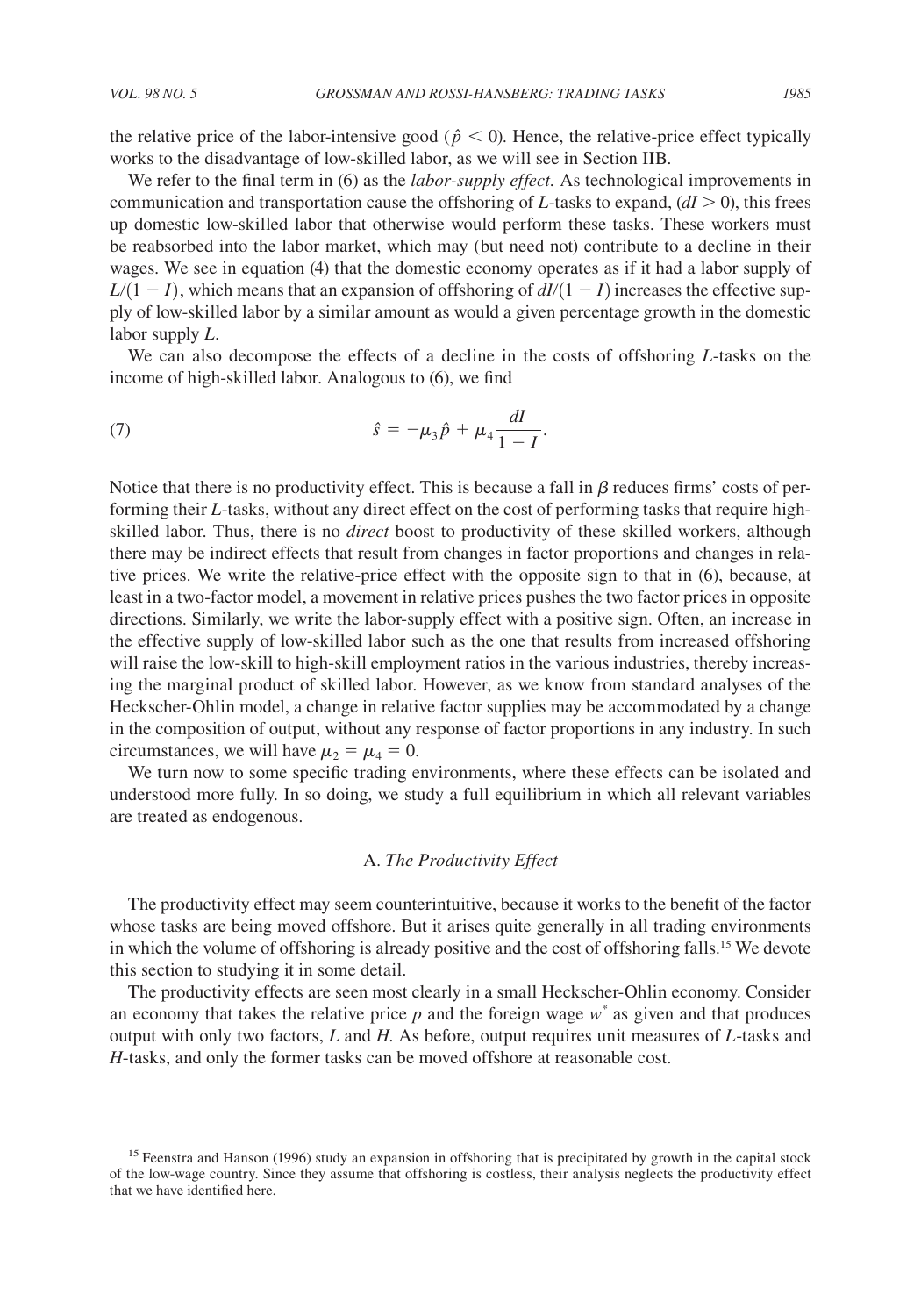the relative price of the labor-intensive good ($\hat{p} < 0$). Hence, the relative-price effect typically works to the disadvantage of low-skilled labor, as we will see in Section IIB.

We refer to the final term in (6) as the *labor-supply effect.* As technological improvements in communication and transportation cause the offshoring of $L$-tasks to expand, ($dI > 0$), this frees up domestic low-skilled labor that otherwise would perform these tasks. These workers must be reabsorbed into the labor market, which may (but need not) contribute to a decline in their wages. We see in equation (4) that the domestic economy operates as if it had a labor supply of $L/(1 - I)$, which means that an expansion of offshoring of $dI/(1 - I)$ increases the effective supply of low-skilled labor by a similar amount as would a given percentage growth in the domestic labor supply $L$.

We can also decompose the effects of a decline in the costs of offshoring $L$-tasks on the income of high-skilled labor. Analogous to (6), we find

$$\hat{s} = -\mu_3 \hat{p} + \mu_4 \frac{dI}{1 - I}. \tag{7}$$

Notice that there is no productivity effect. This is because a fall in $\beta$ reduces firms' costs of performing their $L$-tasks, without any direct effect on the cost of performing tasks that require high-skilled labor. Thus, there is no *direct* boost to productivity of these skilled workers, although there may be indirect effects that result from changes in factor proportions and changes in relative prices. We write the relative-price effect with the opposite sign to that in (6), because, at least in a two-factor model, a movement in relative prices pushes the two factor prices in opposite directions. Similarly, we write the labor-supply effect with a positive sign. Often, an increase in the effective supply of low-skilled labor such as the one that results from increased offshoring will raise the low-skill to high-skill employment ratios in the various industries, thereby increasing the marginal product of skilled labor. However, as we know from standard analyses of the Heckscher-Ohlin model, a change in relative factor supplies may be accommodated by a change in the composition of output, without any response of factor proportions in any industry. In such circumstances, we will have $\mu_2 = \mu_4 = 0$.

We turn now to some specific trading environments, where these effects can be isolated and understood more fully. In so doing, we study a full equilibrium in which all relevant variables are treated as endogenous.

### A. *The Productivity Effect*

The productivity effect may seem counterintuitive, because it works to the benefit of the factor whose tasks are being moved offshore. But it arises quite generally in all trading environments in which the volume of offshoring is already positive and the cost of offshoring falls.[15] We devote this section to studying it in some detail.

The productivity effects are seen most clearly in a small Heckscher-Ohlin economy. Consider an economy that takes the relative price $p$ and the foreign wage $w^*$ as given and that produces output with only two factors, $L$ and $H$. As before, output requires unit measures of $L$-tasks and $H$-tasks, and only the former tasks can be moved offshore at reasonable cost.

[15] Feenstra and Hanson (1996) study an expansion in offshoring that is precipitated by growth in the capital stock of the low-wage country. Since they assume that offshoring is costless, their analysis neglects the productivity effect that we have identified here.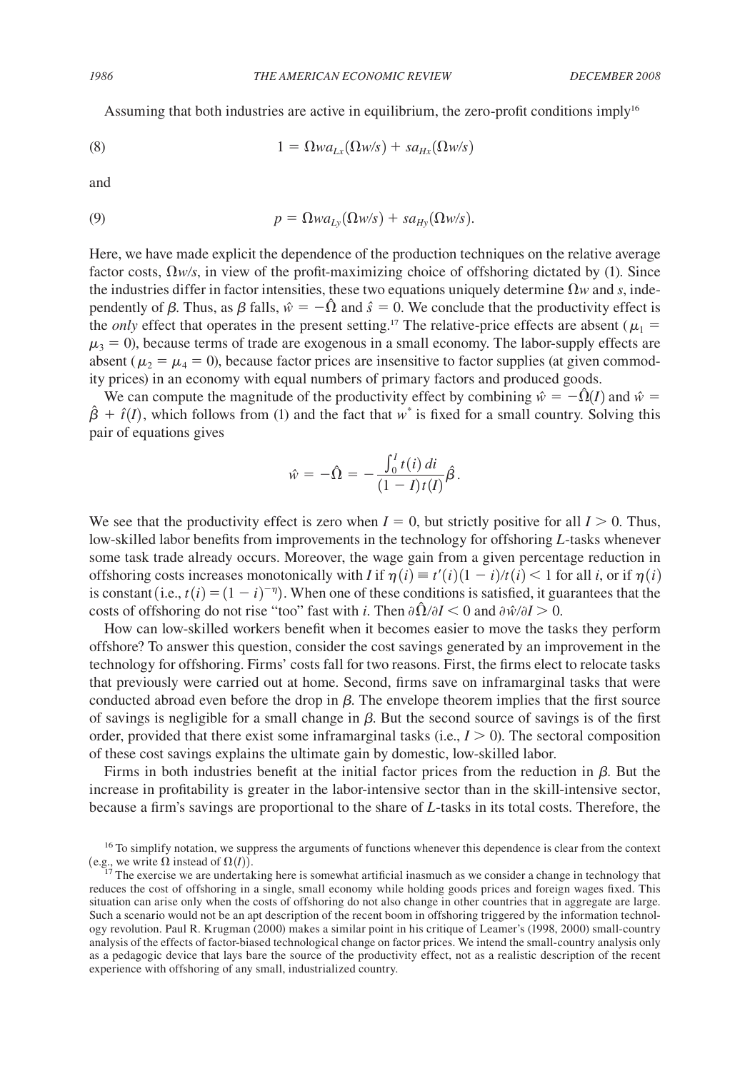Assuming that both industries are active in equilibrium, the zero-profit conditions imply[16]

$$1 = \Omega w a_{Lx}(\Omega w/s) + s a_{Hx}(\Omega w/s) \tag{8}$$

and

$$p = \Omega w a_{Ly}(\Omega w/s) + s a_{Hy}(\Omega w/s). \tag{9}$$

Here, we have made explicit the dependence of the production techniques on the relative average factor costs, $\Omega w/s$, in view of the profit-maximizing choice of offshoring dictated by (1). Since the industries differ in factor intensities, these two equations uniquely determine $\Omega w$ and $s$, independently of $\beta$. Thus, as $\beta$ falls, $\hat{w} = -\hat{\Omega}$ and $\hat{s} = 0$. We conclude that the productivity effect is the *only* effect that operates in the present setting.[17] The relative-price effects are absent ($\mu_1 = \mu_3 = 0$), because terms of trade are exogenous in a small economy. The labor-supply effects are absent ($\mu_2 = \mu_4 = 0$), because factor prices are insensitive to factor supplies (at given commodity prices) in an economy with equal numbers of primary factors and produced goods.

We can compute the magnitude of the productivity effect by combining $\hat{w} = -\hat{\Omega}(I)$ and $\hat{w} = \hat{\beta} + \hat{t}(I)$, which follows from (1) and the fact that $w^*$ is fixed for a small country. Solving this pair of equations gives

$$\hat{w} = -\hat{\Omega} = -\frac{\int_0^I t(i)\,di}{(1-I)t(I)}\hat{\beta}.$$

We see that the productivity effect is zero when $I = 0$, but strictly positive for all $I > 0$. Thus, low-skilled labor benefits from improvements in the technology for offshoring $L$-tasks whenever some task trade already occurs. Moreover, the wage gain from a given percentage reduction in offshoring costs increases monotonically with $I$ if $\eta(i) \equiv t'(i)(1-i)/t(i) < 1$ for all $i$, or if $\eta(i)$ is constant (i.e., $t(i) = (1-i)^{-\eta}$). When one of these conditions is satisfied, it guarantees that the costs of offshoring do not rise "too" fast with $i$. Then $\partial\hat{\Omega}/\partial I < 0$ and $\partial\hat{w}/\partial I > 0$.

How can low-skilled workers benefit when it becomes easier to move the tasks they perform offshore? To answer this question, consider the cost savings generated by an improvement in the technology for offshoring. Firms' costs fall for two reasons. First, the firms elect to relocate tasks that previously were carried out at home. Second, firms save on inframarginal tasks that were conducted abroad even before the drop in $\beta$. The envelope theorem implies that the first source of savings is negligible for a small change in $\beta$. But the second source of savings is of the first order, provided that there exist some inframarginal tasks (i.e., $I > 0$). The sectoral composition of these cost savings explains the ultimate gain by domestic, low-skilled labor.

Firms in both industries benefit at the initial factor prices from the reduction in $\beta$. But the increase in profitability is greater in the labor-intensive sector than in the skill-intensive sector, because a firm's savings are proportional to the share of $L$-tasks in its total costs. Therefore, the

[16] To simplify notation, we suppress the arguments of functions whenever this dependence is clear from the context (e.g., we write $\Omega$ instead of $\Omega(I)$).

[17] The exercise we are undertaking here is somewhat artificial inasmuch as we consider a change in technology that reduces the cost of offshoring in a single, small economy while holding goods prices and foreign wages fixed. This situation can arise only when the costs of offshoring do not also change in other countries that in aggregate are large. Such a scenario would not be an apt description of the recent boom in offshoring triggered by the information technology revolution. Paul R. Krugman (2000) makes a similar point in his critique of Leamer's (1998, 2000) small-country analysis of the effects of factor-biased technological change on factor prices. We intend the small-country analysis only as a pedagogic device that lays bare the source of the productivity effect, not as a realistic description of the recent experience with offshoring of any small, industrialized country.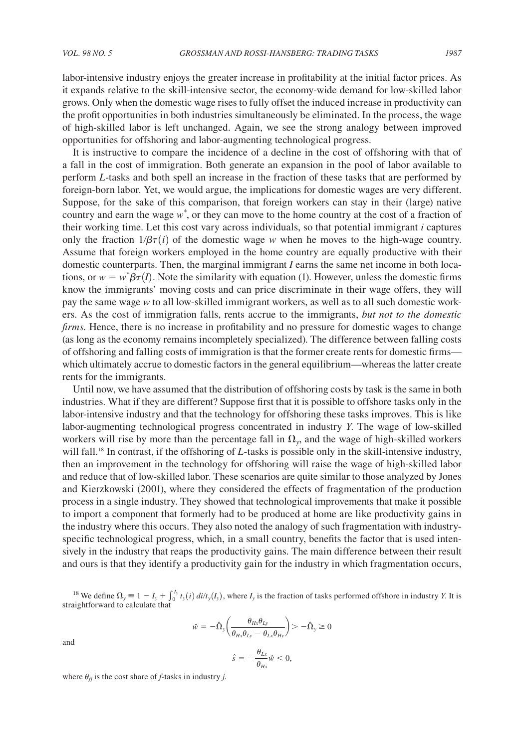labor-intensive industry enjoys the greater increase in profitability at the initial factor prices. As it expands relative to the skill-intensive sector, the economy-wide demand for low-skilled labor grows. Only when the domestic wage rises to fully offset the induced increase in productivity can the profit opportunities in both industries simultaneously be eliminated. In the process, the wage of high-skilled labor is left unchanged. Again, we see the strong analogy between improved opportunities for offshoring and labor-augmenting technological progress.

It is instructive to compare the incidence of a decline in the cost of offshoring with that of a fall in the cost of immigration. Both generate an expansion in the pool of labor available to perform $L$-tasks and both spell an increase in the fraction of these tasks that are performed by foreign-born labor. Yet, we would argue, the implications for domestic wages are very different. Suppose, for the sake of this comparison, that foreign workers can stay in their (large) native country and earn the wage $w^*$, or they can move to the home country at the cost of a fraction of their working time. Let this cost vary across individuals, so that potential immigrant $i$ captures only the fraction $1/\beta\tau(i)$ of the domestic wage $w$ when he moves to the high-wage country. Assume that foreign workers employed in the home country are equally productive with their domestic counterparts. Then, the marginal immigrant $I$ earns the same net income in both locations, or $w = w^*\beta\tau(I)$. Note the similarity with equation (1). However, unless the domestic firms know the immigrants' moving costs and can price discriminate in their wage offers, they will pay the same wage $w$ to all low-skilled immigrant workers, as well as to all such domestic workers. As the cost of immigration falls, rents accrue to the immigrants, *but not to the domestic firms.* Hence, there is no increase in profitability and no pressure for domestic wages to change (as long as the economy remains incompletely specialized). The difference between falling costs of offshoring and falling costs of immigration is that the former create rents for domestic firms—which ultimately accrue to domestic factors in the general equilibrium—whereas the latter create rents for the immigrants.

Until now, we have assumed that the distribution of offshoring costs by task is the same in both industries. What if they are different? Suppose first that it is possible to offshore tasks only in the labor-intensive industry and that the technology for offshoring these tasks improves. This is like labor-augmenting technological progress concentrated in industry $Y$. The wage of low-skilled workers will rise by more than the percentage fall in $\Omega_y$, and the wage of high-skilled workers will fall.[18] In contrast, if the offshoring of $L$-tasks is possible only in the skill-intensive industry, then an improvement in the technology for offshoring will raise the wage of high-skilled labor and reduce that of low-skilled labor. These scenarios are quite similar to those analyzed by Jones and Kierzkowski (2001), where they considered the effects of fragmentation of the production process in a single industry. They showed that technological improvements that make it possible to import a component that formerly had to be produced at home are like productivity gains in the industry where this occurs. They also noted the analogy of such fragmentation with industry-specific technological progress, which, in a small country, benefits the factor that is used intensively in the industry that reaps the productivity gains. The main difference between their result and ours is that they identify a productivity gain for the industry in which fragmentation occurs,

[18] We define $\Omega_y \equiv 1 - I_y + \int_0^{I_y} t_y(i)\, di/t_y(I_y)$, where $I_y$ is the fraction of tasks performed offshore in industry $Y$. It is straightforward to calculate that

$$\hat{w} = -\hat{\Omega}_y\left(\frac{\theta_{Hx}\theta_{Ly}}{\theta_{Hx}\theta_{Ly} - \theta_{Lx}\theta_{Hy}}\right) > -\hat{\Omega}_y \geq 0$$

and

$$\hat{s} = -\frac{\theta_{Lx}}{\theta_{Hx}}\hat{w} < 0,$$

where $\theta_{fj}$ is the cost share of $f$-tasks in industry $j$.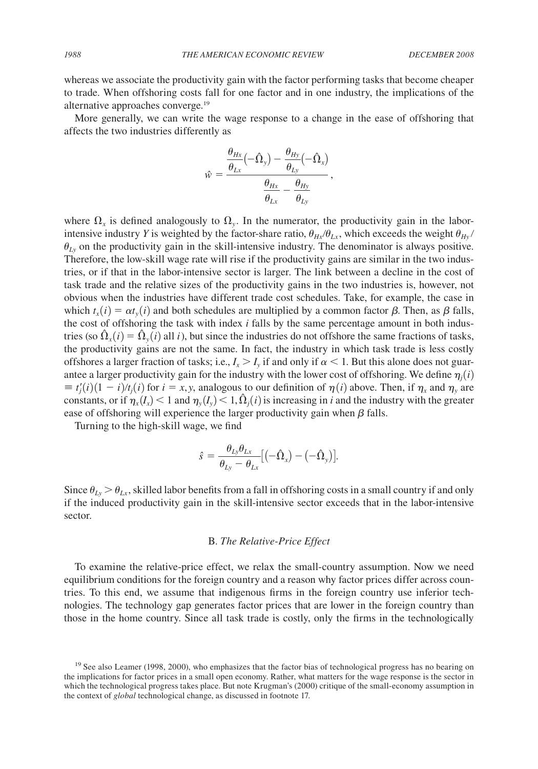whereas we associate the productivity gain with the factor performing tasks that become cheaper to trade. When offshoring costs fall for one factor and in one industry, the implications of the alternative approaches converge.[19]

More generally, we can write the wage response to a change in the ease of offshoring that affects the two industries differently as

$$\hat{w} = \frac{\dfrac{\theta_{Hx}}{\theta_{Lx}}\left(-\hat{\Omega}_y\right) - \dfrac{\theta_{Hy}}{\theta_{Ly}}\left(-\hat{\Omega}_x\right)}{\dfrac{\theta_{Hx}}{\theta_{Lx}} - \dfrac{\theta_{Hy}}{\theta_{Ly}}},$$

where $\Omega_x$ is defined analogously to $\Omega_y$. In the numerator, the productivity gain in the labor-intensive industry *Y* is weighted by the factor-share ratio, $\theta_{Hx}/\theta_{Lx}$, which exceeds the weight $\theta_{Hy}/\theta_{Ly}$ on the productivity gain in the skill-intensive industry. The denominator is always positive. Therefore, the low-skill wage rate will rise if the productivity gains are similar in the two industries, or if that in the labor-intensive sector is larger. The link between a decline in the cost of task trade and the relative sizes of the productivity gains in the two industries is, however, not obvious when the industries have different trade cost schedules. Take, for example, the case in which $t_x(i) = \alpha t_y(i)$ and both schedules are multiplied by a common factor $\beta$. Then, as $\beta$ falls, the cost of offshoring the task with index $i$ falls by the same percentage amount in both industries (so $\hat{\Omega}_x(i) = \hat{\Omega}_y(i)$ all $i$), but since the industries do not offshore the same fractions of tasks, the productivity gains are not the same. In fact, the industry in which task trade is less costly offshores a larger fraction of tasks; i.e., $I_x > I_y$ if and only if $\alpha < 1$. But this alone does not guarantee a larger productivity gain for the industry with the lower cost of offshoring. We define $\eta_j(i) \equiv t_j'(i)(1-i)/t_j(i)$ for $i = x, y$, analogous to our definition of $\eta(i)$ above. Then, if $\eta_x$ and $\eta_y$ are constants, or if $\eta_x(I_x) < 1$ and $\eta_y(I_y) < 1, \hat{\Omega}_j(i)$ is increasing in $i$ and the industry with the greater ease of offshoring will experience the larger productivity gain when $\beta$ falls.

Turning to the high-skill wage, we find

$$\hat{s} = \frac{\theta_{Ly}\theta_{Lx}}{\theta_{Ly} - \theta_{Lx}}\left[\left(-\hat{\Omega}_x\right) - \left(-\hat{\Omega}_y\right)\right].$$

Since $\theta_{Ly} > \theta_{Lx}$, skilled labor benefits from a fall in offshoring costs in a small country if and only if the induced productivity gain in the skill-intensive sector exceeds that in the labor-intensive sector.

### B. *The Relative-Price Effect*

To examine the relative-price effect, we relax the small-country assumption. Now we need equilibrium conditions for the foreign country and a reason why factor prices differ across countries. To this end, we assume that indigenous firms in the foreign country use inferior technologies. The technology gap generates factor prices that are lower in the foreign country than those in the home country. Since all task trade is costly, only the firms in the technologically

[19] See also Leamer (1998, 2000), who emphasizes that the factor bias of technological progress has no bearing on the implications for factor prices in a small open economy. Rather, what matters for the wage response is the sector in which the technological progress takes place. But note Krugman's (2000) critique of the small-economy assumption in the context of *global* technological change, as discussed in footnote 17.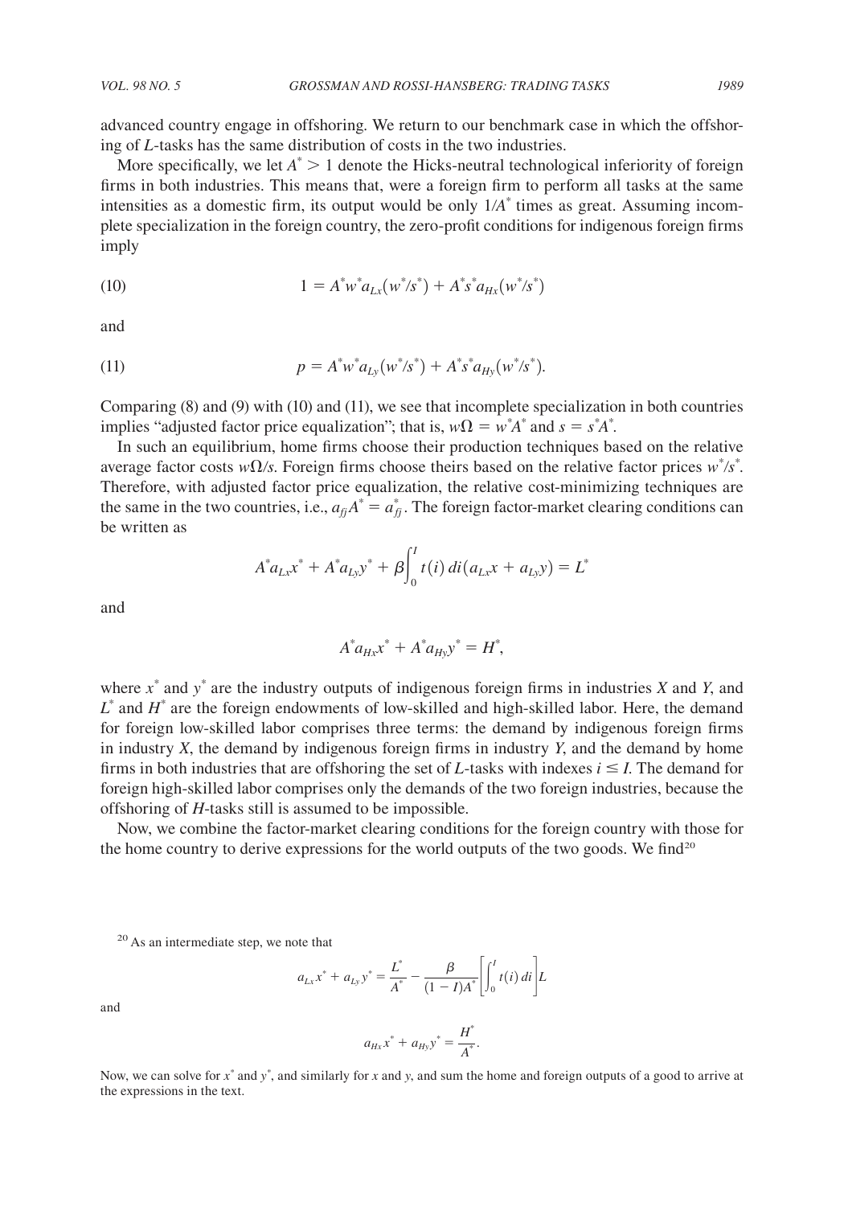advanced country engage in offshoring. We return to our benchmark case in which the offshoring of $L$-tasks has the same distribution of costs in the two industries.

More specifically, we let $A^* > 1$ denote the Hicks-neutral technological inferiority of foreign firms in both industries. This means that, were a foreign firm to perform all tasks at the same intensities as a domestic firm, its output would be only $1/A^*$ times as great. Assuming incomplete specialization in the foreign country, the zero-profit conditions for indigenous foreign firms imply

$$1 = A^* w^* a_{Lx}(w^*/s^*) + A^* s^* a_{Hx}(w^*/s^*) \tag{10}$$

and

$$p = A^* w^* a_{Ly}(w^*/s^*) + A^* s^* a_{Hy}(w^*/s^*). \tag{11}$$

Comparing (8) and (9) with (10) and (11), we see that incomplete specialization in both countries implies "adjusted factor price equalization"; that is, $w\Omega = w^* A^*$ and $s = s^* A^*$.

In such an equilibrium, home firms choose their production techniques based on the relative average factor costs $w\Omega/s$. Foreign firms choose theirs based on the relative factor prices $w^*/s^*$. Therefore, with adjusted factor price equalization, the relative cost-minimizing techniques are the same in the two countries, i.e., $a_{fj} A^* = a^*_{fj}$. The foreign factor-market clearing conditions can be written as

$$A^* a_{Lx} x^* + A^* a_{Ly} y^* + \beta \int_0^I t(i)\, di (a_{Lx} x + a_{Ly} y) = L^*$$

and

$$A^* a_{Hx} x^* + A^* a_{Hy} y^* = H^*,$$

where $x^*$ and $y^*$ are the industry outputs of indigenous foreign firms in industries $X$ and $Y$, and $L^*$ and $H^*$ are the foreign endowments of low-skilled and high-skilled labor. Here, the demand for foreign low-skilled labor comprises three terms: the demand by indigenous foreign firms in industry $X$, the demand by indigenous foreign firms in industry $Y$, and the demand by home firms in both industries that are offshoring the set of $L$-tasks with indexes $i \leq I$. The demand for foreign high-skilled labor comprises only the demands of the two foreign industries, because the offshoring of $H$-tasks still is assumed to be impossible.

Now, we combine the factor-market clearing conditions for the foreign country with those for the home country to derive expressions for the world outputs of the two goods. We find[20]

[20] As an intermediate step, we note that

$$a_{Lx} x^* + a_{Ly} y^* = \frac{L^*}{A^*} - \frac{\beta}{(1 - I) A^*} \left[ \int_0^I t(i)\, di \right] L$$

and

$$a_{Hx} x^* + a_{Hy} y^* = \frac{H^*}{A^*}.$$

Now, we can solve for $x^*$ and $y^*$, and similarly for $x$ and $y$, and sum the home and foreign outputs of a good to arrive at the expressions in the text.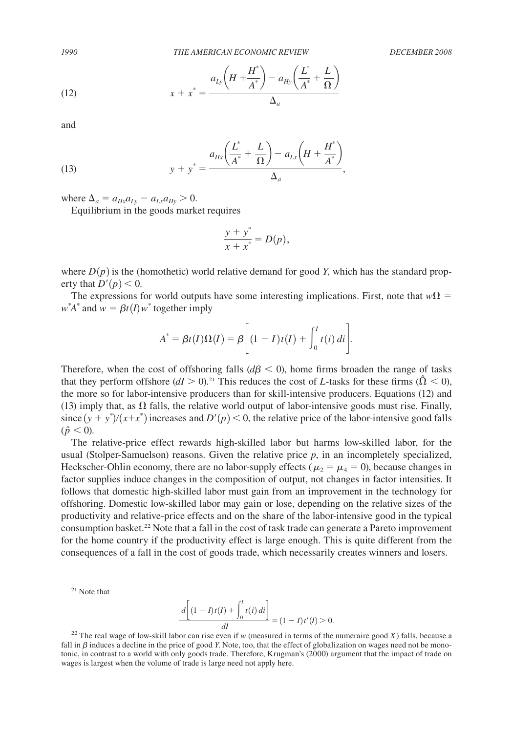$$x + x^* = \frac{a_{Ly}\left(H + \frac{H^*}{A^*}\right) - a_{Hy}\left(\frac{L^*}{A^*} + \frac{L}{\Omega}\right)}{\Delta_a} \tag{12}$$

and

$$y + y^* = \frac{a_{Hx}\left(\frac{L^*}{A^*} + \frac{L}{\Omega}\right) - a_{Lx}\left(H + \frac{H^*}{A^*}\right)}{\Delta_a}, \tag{13}$$

where $\Delta_a = a_{Hx}a_{Ly} - a_{Lx}a_{Hy} > 0$.

Equilibrium in the goods market requires

$$\frac{y + y^*}{x + x^*} = D(p),$$

where $D(p)$ is the (homothetic) world relative demand for good *Y*, which has the standard property that $D'(p) < 0$.

The expressions for world outputs have some interesting implications. First, note that $w\Omega = w^*A^*$ and $w = \beta t(I) w^*$ together imply

$$A^* = \beta t(I)\Omega(I) = \beta\left[(1 - I)t(I) + \int_0^I t(i)\,di\right].$$

Therefore, when the cost of offshoring falls ($d\beta < 0$), home firms broaden the range of tasks that they perform offshore ($dI > 0$).[21] This reduces the cost of *L*-tasks for these firms ($\hat{\Omega} < 0$), the more so for labor-intensive producers than for skill-intensive producers. Equations (12) and (13) imply that, as $\Omega$ falls, the relative world output of labor-intensive goods must rise. Finally, since $(y + y^*)/(x+x^*)$ increases and $D'(p) < 0$, the relative price of the labor-intensive good falls ($\hat{p} < 0$).

The relative-price effect rewards high-skilled labor but harms low-skilled labor, for the usual (Stolper-Samuelson) reasons. Given the relative price *p*, in an incompletely specialized, Heckscher-Ohlin economy, there are no labor-supply effects ($\mu_2 = \mu_4 = 0$), because changes in factor supplies induce changes in the composition of output, not changes in factor intensities. It follows that domestic high-skilled labor must gain from an improvement in the technology for offshoring. Domestic low-skilled labor may gain or lose, depending on the relative sizes of the productivity and relative-price effects and on the share of the labor-intensive good in the typical consumption basket.[22] Note that a fall in the cost of task trade can generate a Pareto improvement for the home country if the productivity effect is large enough. This is quite different from the consequences of a fall in the cost of goods trade, which necessarily creates winners and losers.

[21] Note that

$$\frac{d\left[(1 - I)t(I) + \int_0^I t(i)\,di\right]}{dI} = (1 - I)t'(I) > 0.$$

[22] The real wage of low-skill labor can rise even if *w* (measured in terms of the numeraire good *X*) falls, because a fall in $\beta$ induces a decline in the price of good *Y*. Note, too, that the effect of globalization on wages need not be monotonic, in contrast to a world with only goods trade. Therefore, Krugman's (2000) argument that the impact of trade on wages is largest when the volume of trade is large need not apply here.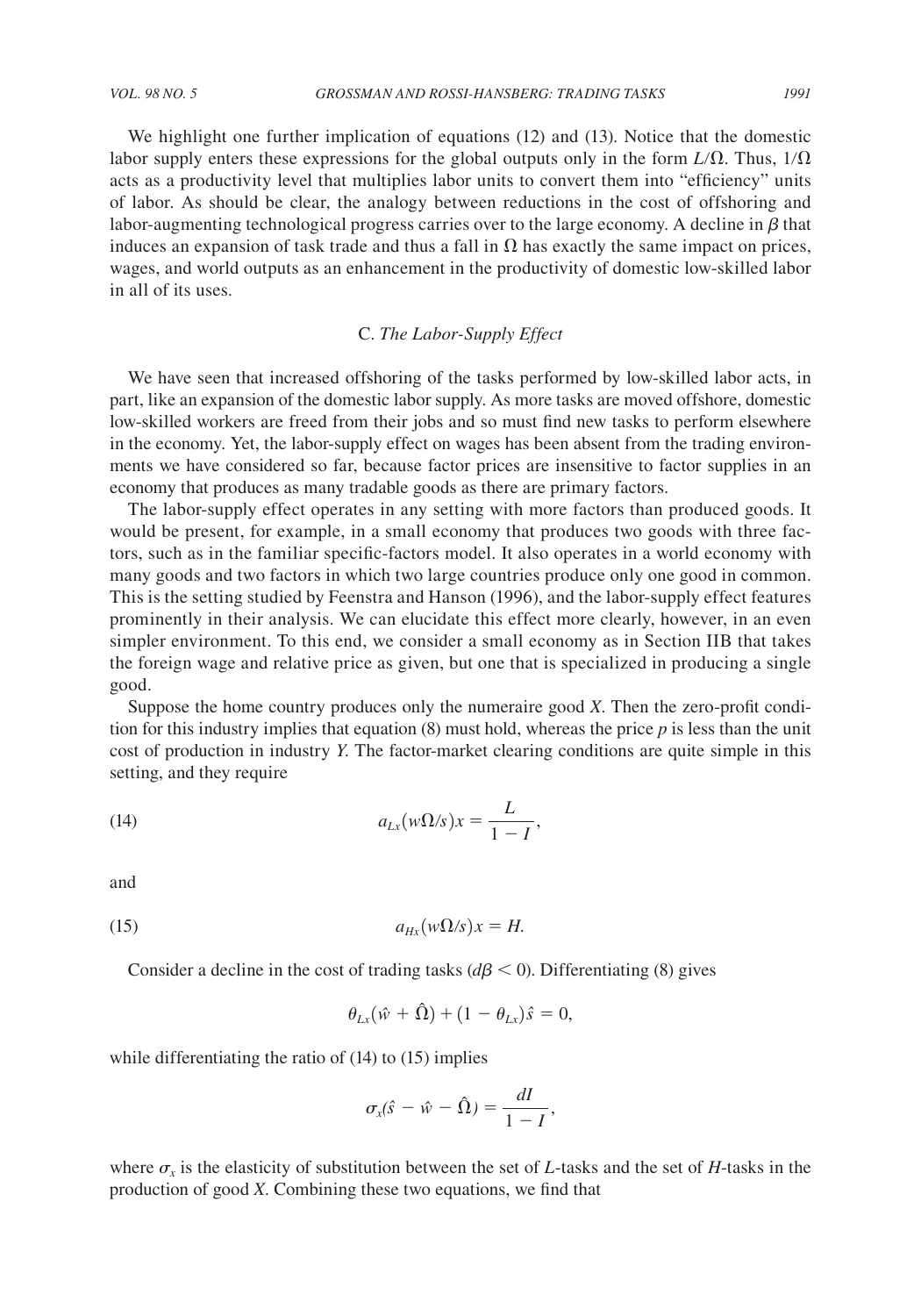We highlight one further implication of equations (12) and (13). Notice that the domestic labor supply enters these expressions for the global outputs only in the form $L/\Omega$. Thus, $1/\Omega$ acts as a productivity level that multiplies labor units to convert them into "efficiency" units of labor. As should be clear, the analogy between reductions in the cost of offshoring and labor-augmenting technological progress carries over to the large economy. A decline in $\beta$ that induces an expansion of task trade and thus a fall in $\Omega$ has exactly the same impact on prices, wages, and world outputs as an enhancement in the productivity of domestic low-skilled labor in all of its uses.

### C. *The Labor-Supply Effect*

We have seen that increased offshoring of the tasks performed by low-skilled labor acts, in part, like an expansion of the domestic labor supply. As more tasks are moved offshore, domestic low-skilled workers are freed from their jobs and so must find new tasks to perform elsewhere in the economy. Yet, the labor-supply effect on wages has been absent from the trading environments we have considered so far, because factor prices are insensitive to factor supplies in an economy that produces as many tradable goods as there are primary factors.

The labor-supply effect operates in any setting with more factors than produced goods. It would be present, for example, in a small economy that produces two goods with three factors, such as in the familiar specific-factors model. It also operates in a world economy with many goods and two factors in which two large countries produce only one good in common. This is the setting studied by Feenstra and Hanson (1996), and the labor-supply effect features prominently in their analysis. We can elucidate this effect more clearly, however, in an even simpler environment. To this end, we consider a small economy as in Section IIB that takes the foreign wage and relative price as given, but one that is specialized in producing a single good.

Suppose the home country produces only the numeraire good $X$. Then the zero-profit condition for this industry implies that equation (8) must hold, whereas the price $p$ is less than the unit cost of production in industry $Y$. The factor-market clearing conditions are quite simple in this setting, and they require

$$a_{Lx}(w\Omega/s)x = \frac{L}{1-I}, \tag{14}$$

and

$$a_{Hx}(w\Omega/s)x = H. \tag{15}$$

Consider a decline in the cost of trading tasks ($d\beta < 0$). Differentiating (8) gives

$$\theta_{Lx}(\hat{w} + \hat{\Omega}) + (1 - \theta_{Lx})\hat{s} = 0,$$

while differentiating the ratio of (14) to (15) implies

$$\sigma_x(\hat{s} - \hat{w} - \hat{\Omega}) = \frac{dI}{1-I},$$

where $\sigma_x$ is the elasticity of substitution between the set of $L$-tasks and the set of $H$-tasks in the production of good $X$. Combining these two equations, we find that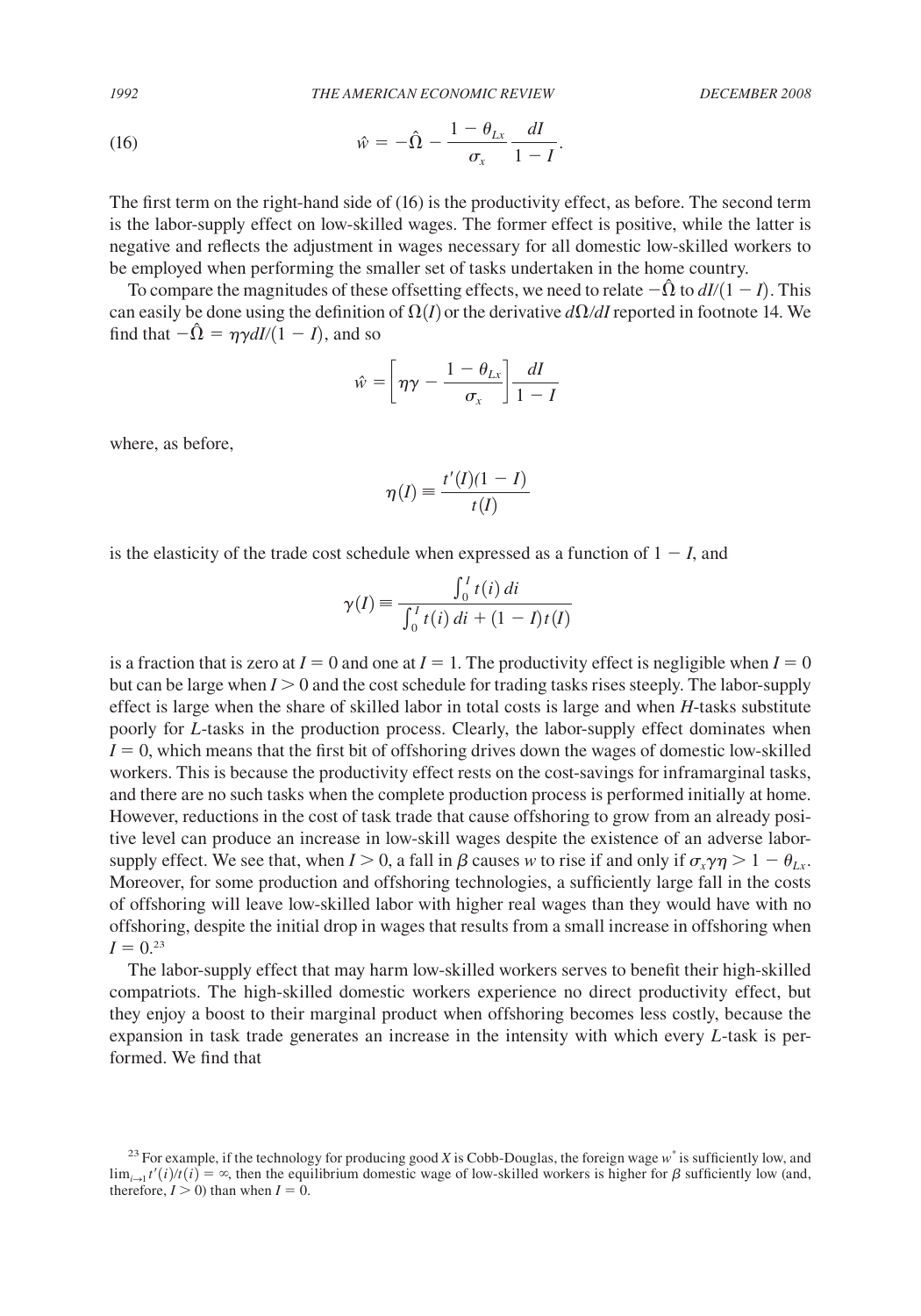$$\hat{w} = -\hat{\Omega} - \frac{1 - \theta_{Lx}}{\sigma_x} \frac{dI}{1 - I}. \tag{16}$$

The first term on the right-hand side of (16) is the productivity effect, as before. The second term is the labor-supply effect on low-skilled wages. The former effect is positive, while the latter is negative and reflects the adjustment in wages necessary for all domestic low-skilled workers to be employed when performing the smaller set of tasks undertaken in the home country.

To compare the magnitudes of these offsetting effects, we need to relate $-\hat{\Omega}$ to $dI/(1 - I)$. This can easily be done using the definition of $\Omega(I)$ or the derivative $d\Omega/dI$ reported in footnote 14. We find that $-\hat{\Omega} = \eta\gamma dI/(1 - I)$, and so

$$\hat{w} = \left[\eta\gamma - \frac{1 - \theta_{Lx}}{\sigma_x}\right] \frac{dI}{1 - I}$$

where, as before,

$$\eta(I) \equiv \frac{t'(I)(1 - I)}{t(I)}$$

is the elasticity of the trade cost schedule when expressed as a function of $1 - I$, and

$$\gamma(I) \equiv \frac{\int_0^I t(i)\, di}{\int_0^I t(i)\, di + (1 - I)t(I)}$$

is a fraction that is zero at $I = 0$ and one at $I = 1$. The productivity effect is negligible when $I = 0$ but can be large when $I > 0$ and the cost schedule for trading tasks rises steeply. The labor-supply effect is large when the share of skilled labor in total costs is large and when $H$-tasks substitute poorly for $L$-tasks in the production process. Clearly, the labor-supply effect dominates when $I = 0$, which means that the first bit of offshoring drives down the wages of domestic low-skilled workers. This is because the productivity effect rests on the cost-savings for inframarginal tasks, and there are no such tasks when the complete production process is performed initially at home. However, reductions in the cost of task trade that cause offshoring to grow from an already positive level can produce an increase in low-skill wages despite the existence of an adverse labor-supply effect. We see that, when $I > 0$, a fall in $\beta$ causes $w$ to rise if and only if $\sigma_x \gamma\eta > 1 - \theta_{Lx}$. Moreover, for some production and offshoring technologies, a sufficiently large fall in the costs of offshoring will leave low-skilled labor with higher real wages than they would have with no offshoring, despite the initial drop in wages that results from a small increase in offshoring when $I = 0$.[23]

The labor-supply effect that may harm low-skilled workers serves to benefit their high-skilled compatriots. The high-skilled domestic workers experience no direct productivity effect, but they enjoy a boost to their marginal product when offshoring becomes less costly, because the expansion in task trade generates an increase in the intensity with which every $L$-task is performed. We find that

[23] For example, if the technology for producing good $X$ is Cobb-Douglas, the foreign wage $w^*$ is sufficiently low, and $\lim_{i \to 1} t'(i)/t(i) = \infty$, then the equilibrium domestic wage of low-skilled workers is higher for $\beta$ sufficiently low (and, therefore, $I > 0$) than when $I = 0$.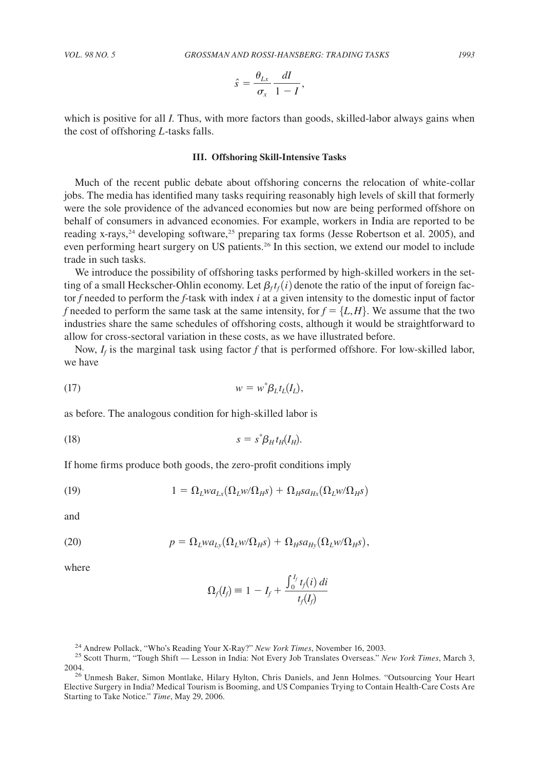$$\hat{s} = \frac{\theta_{Lx}}{\sigma_x} \frac{dI}{1 - I},$$

which is positive for all $I$. Thus, with more factors than goods, skilled-labor always gains when the cost of offshoring $L$-tasks falls.

### III. Offshoring Skill-Intensive Tasks

Much of the recent public debate about offshoring concerns the relocation of white-collar jobs. The media has identified many tasks requiring reasonably high levels of skill that formerly were the sole providence of the advanced economies but now are being performed offshore on behalf of consumers in advanced economies. For example, workers in India are reported to be reading x-rays,[24] developing software,[25] preparing tax forms (Jesse Robertson et al. 2005), and even performing heart surgery on US patients.[26] In this section, we extend our model to include trade in such tasks.

We introduce the possibility of offshoring tasks performed by high-skilled workers in the setting of a small Heckscher-Ohlin economy. Let $\beta_f t_f(i)$ denote the ratio of the input of foreign factor $f$ needed to perform the $f$-task with index $i$ at a given intensity to the domestic input of factor $f$ needed to perform the same task at the same intensity, for $f = \{L, H\}$. We assume that the two industries share the same schedules of offshoring costs, although it would be straightforward to allow for cross-sectoral variation in these costs, as we have illustrated before.

Now, $I_f$ is the marginal task using factor $f$ that is performed offshore. For low-skilled labor, we have

$$w = w^* \beta_L t_L(I_L), \tag{17}$$

as before. The analogous condition for high-skilled labor is

$$s = s^* \beta_H t_H(I_H). \tag{18}$$

If home firms produce both goods, the zero-profit conditions imply

$$1 = \Omega_L w a_{Lx}(\Omega_L w / \Omega_H s) + \Omega_H s a_{Hx}(\Omega_L w / \Omega_H s) \tag{19}$$

and

$$p = \Omega_L w a_{Ly}(\Omega_L w / \Omega_H s) + \Omega_H s a_{Hy}(\Omega_L w / \Omega_H s), \tag{20}$$

where

$$\Omega_f(I_f) \equiv 1 - I_f + \frac{\int_0^{I_f} t_f(i)\, di}{t_f(I_f)}$$

[24] Andrew Pollack, "Who's Reading Your X-Ray?" *New York Times*, November 16, 2003.

[25] Scott Thurm, "Tough Shift — Lesson in India: Not Every Job Translates Overseas." *New York Times*, March 3, 2004.

[26] Unmesh Baker, Simon Montlake, Hilary Hylton, Chris Daniels, and Jenn Holmes. "Outsourcing Your Heart Elective Surgery in India? Medical Tourism is Booming, and US Companies Trying to Contain Health-Care Costs Are Starting to Take Notice." *Time*, May 29, 2006.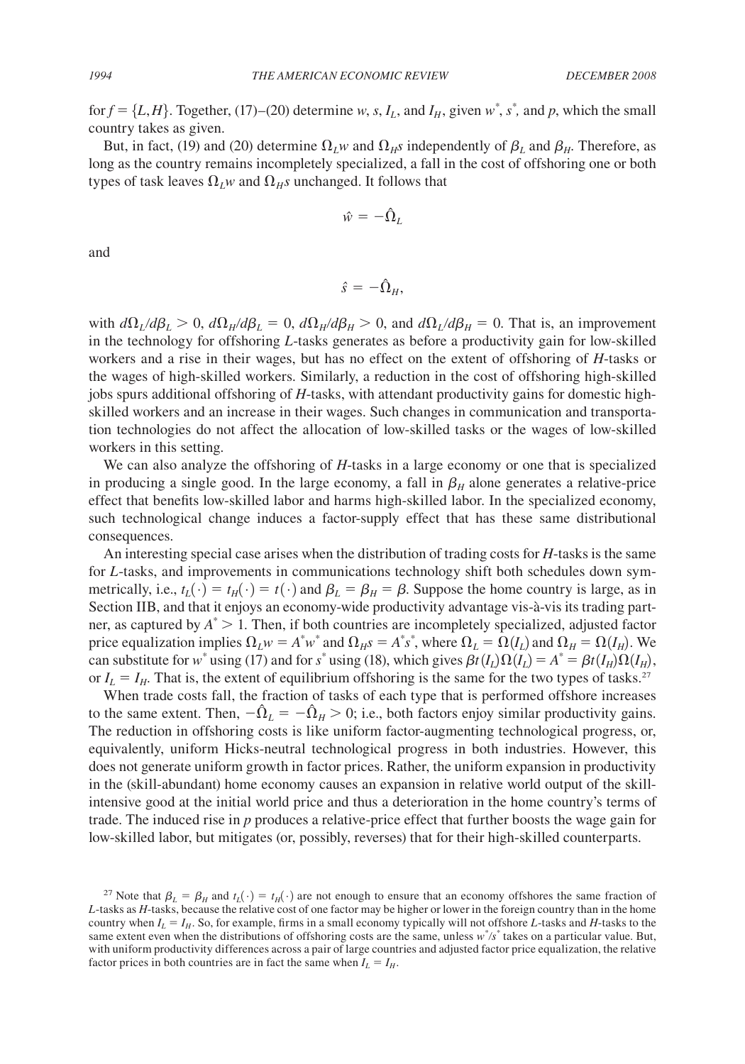for $f = \{L, H\}$. Together, (17)–(20) determine $w$, $s$, $I_L$, and $I_H$, given $w^*$, $s^*$, and $p$, which the small country takes as given.

But, in fact, (19) and (20) determine $\Omega_L w$ and $\Omega_H s$ independently of $\beta_L$ and $\beta_H$. Therefore, as long as the country remains incompletely specialized, a fall in the cost of offshoring one or both types of task leaves $\Omega_L w$ and $\Omega_H s$ unchanged. It follows that

$$\hat{w} = -\hat{\Omega}_L$$

and

$$\hat{s} = -\hat{\Omega}_H,$$

with $d\Omega_L/d\beta_L > 0$, $d\Omega_H/d\beta_L = 0$, $d\Omega_H/d\beta_H > 0$, and $d\Omega_L/d\beta_H = 0$. That is, an improvement in the technology for offshoring $L$-tasks generates as before a productivity gain for low-skilled workers and a rise in their wages, but has no effect on the extent of offshoring of $H$-tasks or the wages of high-skilled workers. Similarly, a reduction in the cost of offshoring high-skilled jobs spurs additional offshoring of $H$-tasks, with attendant productivity gains for domestic high-skilled workers and an increase in their wages. Such changes in communication and transportation technologies do not affect the allocation of low-skilled tasks or the wages of low-skilled workers in this setting.

We can also analyze the offshoring of $H$-tasks in a large economy or one that is specialized in producing a single good. In the large economy, a fall in $\beta_H$ alone generates a relative-price effect that benefits low-skilled labor and harms high-skilled labor. In the specialized economy, such technological change induces a factor-supply effect that has these same distributional consequences.

An interesting special case arises when the distribution of trading costs for $H$-tasks is the same for $L$-tasks, and improvements in communications technology shift both schedules down symmetrically, i.e., $t_L(\cdot) = t_H(\cdot) = t(\cdot)$ and $\beta_L = \beta_H = \beta$. Suppose the home country is large, as in Section IIB, and that it enjoys an economy-wide productivity advantage vis-à-vis its trading partner, as captured by $A^* > 1$. Then, if both countries are incompletely specialized, adjusted factor price equalization implies $\Omega_L w = A^* w^*$ and $\Omega_H s = A^* s^*$, where $\Omega_L = \Omega(I_L)$ and $\Omega_H = \Omega(I_H)$. We can substitute for $w^*$ using (17) and for $s^*$ using (18), which gives $\beta t(I_L)\Omega(I_L) = A^* = \beta t(I_H)\Omega(I_H)$, or $I_L = I_H$. That is, the extent of equilibrium offshoring is the same for the two types of tasks.[27]

When trade costs fall, the fraction of tasks of each type that is performed offshore increases to the same extent. Then, $-\hat{\Omega}_L = -\hat{\Omega}_H > 0$; i.e., both factors enjoy similar productivity gains. The reduction in offshoring costs is like uniform factor-augmenting technological progress, or, equivalently, uniform Hicks-neutral technological progress in both industries. However, this does not generate uniform growth in factor prices. Rather, the uniform expansion in productivity in the (skill-abundant) home economy causes an expansion in relative world output of the skill-intensive good at the initial world price and thus a deterioration in the home country's terms of trade. The induced rise in $p$ produces a relative-price effect that further boosts the wage gain for low-skilled labor, but mitigates (or, possibly, reverses) that for their high-skilled counterparts.

[27] Note that $\beta_L = \beta_H$ and $t_L(\cdot) = t_H(\cdot)$ are not enough to ensure that an economy offshores the same fraction of $L$-tasks as $H$-tasks, because the relative cost of one factor may be higher or lower in the foreign country than in the home country when $I_L = I_H$. So, for example, firms in a small economy typically will not offshore $L$-tasks and $H$-tasks to the same extent even when the distributions of offshoring costs are the same, unless $w^*/s^*$ takes on a particular value. But, with uniform productivity differences across a pair of large countries and adjusted factor price equalization, the relative factor prices in both countries are in fact the same when $I_L = I_H$.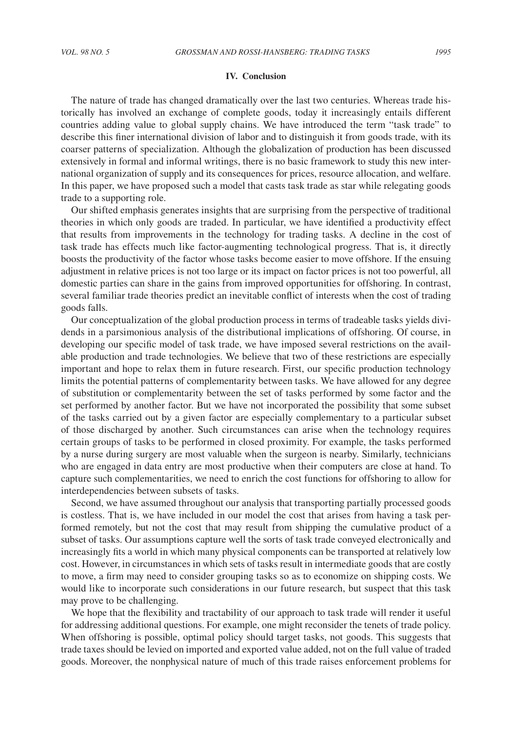## IV. Conclusion

The nature of trade has changed dramatically over the last two centuries. Whereas trade historically has involved an exchange of complete goods, today it increasingly entails different countries adding value to global supply chains. We have introduced the term "task trade" to describe this finer international division of labor and to distinguish it from goods trade, with its coarser patterns of specialization. Although the globalization of production has been discussed extensively in formal and informal writings, there is no basic framework to study this new international organization of supply and its consequences for prices, resource allocation, and welfare. In this paper, we have proposed such a model that casts task trade as star while relegating goods trade to a supporting role.

Our shifted emphasis generates insights that are surprising from the perspective of traditional theories in which only goods are traded. In particular, we have identified a productivity effect that results from improvements in the technology for trading tasks. A decline in the cost of task trade has effects much like factor-augmenting technological progress. That is, it directly boosts the productivity of the factor whose tasks become easier to move offshore. If the ensuing adjustment in relative prices is not too large or its impact on factor prices is not too powerful, all domestic parties can share in the gains from improved opportunities for offshoring. In contrast, several familiar trade theories predict an inevitable conflict of interests when the cost of trading goods falls.

Our conceptualization of the global production process in terms of tradeable tasks yields dividends in a parsimonious analysis of the distributional implications of offshoring. Of course, in developing our specific model of task trade, we have imposed several restrictions on the available production and trade technologies. We believe that two of these restrictions are especially important and hope to relax them in future research. First, our specific production technology limits the potential patterns of complementarity between tasks. We have allowed for any degree of substitution or complementarity between the set of tasks performed by some factor and the set performed by another factor. But we have not incorporated the possibility that some subset of the tasks carried out by a given factor are especially complementary to a particular subset of those discharged by another. Such circumstances can arise when the technology requires certain groups of tasks to be performed in closed proximity. For example, the tasks performed by a nurse during surgery are most valuable when the surgeon is nearby. Similarly, technicians who are engaged in data entry are most productive when their computers are close at hand. To capture such complementarities, we need to enrich the cost functions for offshoring to allow for interdependencies between subsets of tasks.

Second, we have assumed throughout our analysis that transporting partially processed goods is costless. That is, we have included in our model the cost that arises from having a task performed remotely, but not the cost that may result from shipping the cumulative product of a subset of tasks. Our assumptions capture well the sorts of task trade conveyed electronically and increasingly fits a world in which many physical components can be transported at relatively low cost. However, in circumstances in which sets of tasks result in intermediate goods that are costly to move, a firm may need to consider grouping tasks so as to economize on shipping costs. We would like to incorporate such considerations in our future research, but suspect that this task may prove to be challenging.

We hope that the flexibility and tractability of our approach to task trade will render it useful for addressing additional questions. For example, one might reconsider the tenets of trade policy. When offshoring is possible, optimal policy should target tasks, not goods. This suggests that trade taxes should be levied on imported and exported value added, not on the full value of traded goods. Moreover, the nonphysical nature of much of this trade raises enforcement problems for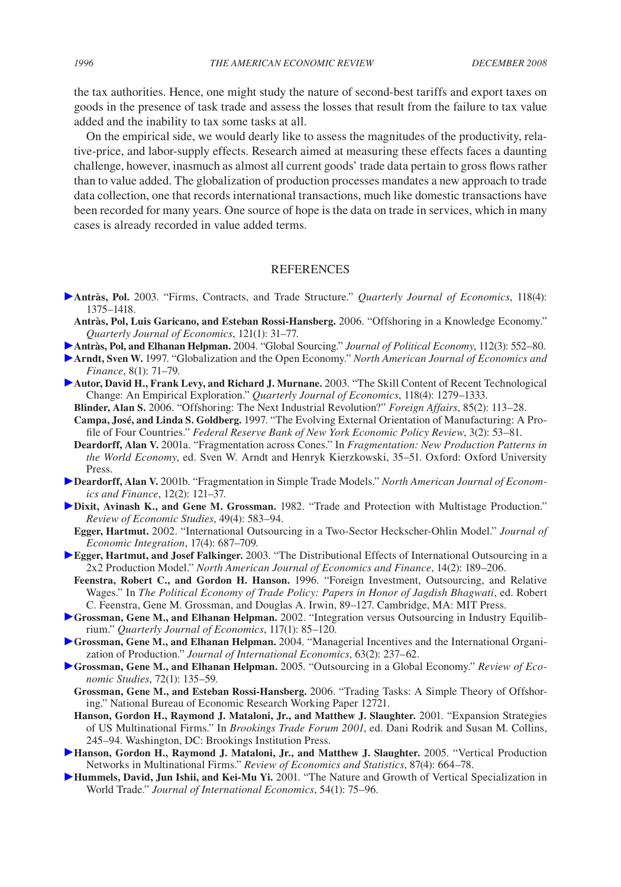the tax authorities. Hence, one might study the nature of second-best tariffs and export taxes on goods in the presence of task trade and assess the losses that result from the failure to tax value added and the inability to tax some tasks at all.

On the empirical side, we would dearly like to assess the magnitudes of the productivity, relative-price, and labor-supply effects. Research aimed at measuring these effects faces a daunting challenge, however, inasmuch as almost all current goods' trade data pertain to gross flows rather than to value added. The globalization of production processes mandates a new approach to trade data collection, one that records international transactions, much like domestic transactions have been recorded for many years. One source of hope is the data on trade in services, which in many cases is already recorded in value added terms.

## REFERENCES

**Antràs, Pol.** 2003. "Firms, Contracts, and Trade Structure." *Quarterly Journal of Economics*, 118(4): 1375–1418.

**Antràs, Pol, Luis Garicano, and Esteban Rossi-Hansberg.** 2006. "Offshoring in a Knowledge Economy." *Quarterly Journal of Economics*, 121(1): 31–77.

**Antràs, Pol, and Elhanan Helpman.** 2004. "Global Sourcing." *Journal of Political Economy*, 112(3): 552–80.

**Arndt, Sven W.** 1997. "Globalization and the Open Economy." *North American Journal of Economics and Finance*, 8(1): 71–79.

**Autor, David H., Frank Levy, and Richard J. Murnane.** 2003. "The Skill Content of Recent Technological Change: An Empirical Exploration." *Quarterly Journal of Economics*, 118(4): 1279–1333.

**Blinder, Alan S.** 2006. "Offshoring: The Next Industrial Revolution?" *Foreign Affairs*, 85(2): 113–28.

**Campa, José, and Linda S. Goldberg.** 1997. "The Evolving External Orientation of Manufacturing: A Profile of Four Countries." *Federal Reserve Bank of New York Economic Policy Review*, 3(2): 53–81.

**Deardorff, Alan V.** 2001a. "Fragmentation across Cones." In *Fragmentation: New Production Patterns in the World Economy*, ed. Sven W. Arndt and Henryk Kierzkowski, 35–51. Oxford: Oxford University Press.

**Deardorff, Alan V.** 2001b. "Fragmentation in Simple Trade Models." *North American Journal of Economics and Finance*, 12(2): 121–37.

**Dixit, Avinash K., and Gene M. Grossman.** 1982. "Trade and Protection with Multistage Production." *Review of Economic Studies*, 49(4): 583–94.

**Egger, Hartmut.** 2002. "International Outsourcing in a Two-Sector Heckscher-Ohlin Model." *Journal of Economic Integration*, 17(4): 687–709.

**Egger, Hartmut, and Josef Falkinger.** 2003. "The Distributional Effects of International Outsourcing in a 2x2 Production Model." *North American Journal of Economics and Finance*, 14(2): 189–206.

**Feenstra, Robert C., and Gordon H. Hanson.** 1996. "Foreign Investment, Outsourcing, and Relative Wages." In *The Political Economy of Trade Policy: Papers in Honor of Jagdish Bhagwati*, ed. Robert C. Feenstra, Gene M. Grossman, and Douglas A. Irwin, 89–127. Cambridge, MA: MIT Press.

**Grossman, Gene M., and Elhanan Helpman.** 2002. "Integration versus Outsourcing in Industry Equilibrium." *Quarterly Journal of Economics*, 117(1): 85–120.

**Grossman, Gene M., and Elhanan Helpman.** 2004. "Managerial Incentives and the International Organization of Production." *Journal of International Economics*, 63(2): 237–62.

**Grossman, Gene M., and Elhanan Helpman.** 2005. "Outsourcing in a Global Economy." *Review of Economic Studies*, 72(1): 135–59.

**Grossman, Gene M., and Esteban Rossi-Hansberg.** 2006. "Trading Tasks: A Simple Theory of Offshoring." National Bureau of Economic Research Working Paper 12721.

**Hanson, Gordon H., Raymond J. Mataloni, Jr., and Matthew J. Slaughter.** 2001. "Expansion Strategies of US Multinational Firms." In *Brookings Trade Forum 2001*, ed. Dani Rodrik and Susan M. Collins, 245–94. Washington, DC: Brookings Institution Press.

**Hanson, Gordon H., Raymond J. Mataloni, Jr., and Matthew J. Slaughter.** 2005. "Vertical Production Networks in Multinational Firms." *Review of Economics and Statistics*, 87(4): 664–78.

**Hummels, David, Jun Ishii, and Kei-Mu Yi.** 2001. "The Nature and Growth of Vertical Specialization in World Trade." *Journal of International Economics*, 54(1): 75–96.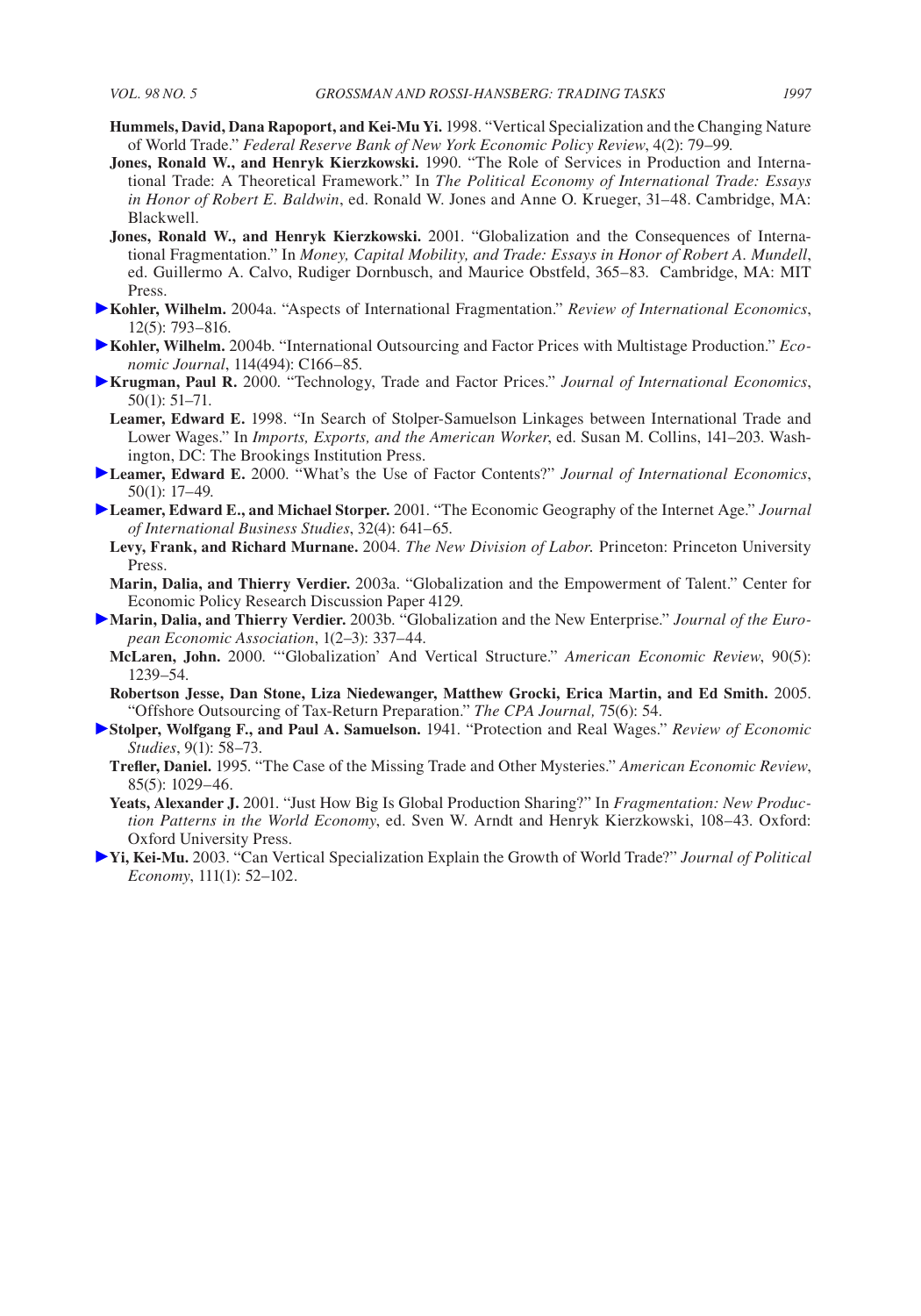**Hummels, David, Dana Rapoport, and Kei-Mu Yi.** 1998. "Vertical Specialization and the Changing Nature of World Trade." *Federal Reserve Bank of New York Economic Policy Review*, 4(2): 79–99.

**Jones, Ronald W., and Henryk Kierzkowski.** 1990. "The Role of Services in Production and International Trade: A Theoretical Framework." In *The Political Economy of International Trade: Essays in Honor of Robert E. Baldwin*, ed. Ronald W. Jones and Anne O. Krueger, 31–48. Cambridge, MA: Blackwell.

**Jones, Ronald W., and Henryk Kierzkowski.** 2001. "Globalization and the Consequences of International Fragmentation." In *Money, Capital Mobility, and Trade: Essays in Honor of Robert A. Mundell*, ed. Guillermo A. Calvo, Rudiger Dornbusch, and Maurice Obstfeld, 365–83. Cambridge, MA: MIT Press.

**Kohler, Wilhelm.** 2004a. "Aspects of International Fragmentation." *Review of International Economics*, 12(5): 793–816.

**Kohler, Wilhelm.** 2004b. "International Outsourcing and Factor Prices with Multistage Production." *Economic Journal*, 114(494): C166–85.

**Krugman, Paul R.** 2000. "Technology, Trade and Factor Prices." *Journal of International Economics*, 50(1): 51–71.

**Leamer, Edward E.** 1998. "In Search of Stolper-Samuelson Linkages between International Trade and Lower Wages." In *Imports, Exports, and the American Worker*, ed. Susan M. Collins, 141–203. Washington, DC: The Brookings Institution Press.

**Leamer, Edward E.** 2000. "What's the Use of Factor Contents?" *Journal of International Economics*, 50(1): 17–49.

**Leamer, Edward E., and Michael Storper.** 2001. "The Economic Geography of the Internet Age." *Journal of International Business Studies*, 32(4): 641–65.

**Levy, Frank, and Richard Murnane.** 2004. *The New Division of Labor.* Princeton: Princeton University Press.

**Marin, Dalia, and Thierry Verdier.** 2003a. "Globalization and the Empowerment of Talent." Center for Economic Policy Research Discussion Paper 4129.

**Marin, Dalia, and Thierry Verdier.** 2003b. "Globalization and the New Enterprise." *Journal of the European Economic Association*, 1(2–3): 337–44.

**McLaren, John.** 2000. "'Globalization' And Vertical Structure." *American Economic Review*, 90(5): 1239–54.

**Robertson Jesse, Dan Stone, Liza Niedewanger, Matthew Grocki, Erica Martin, and Ed Smith.** 2005. "Offshore Outsourcing of Tax-Return Preparation." *The CPA Journal,* 75(6): 54.

**Stolper, Wolfgang F., and Paul A. Samuelson.** 1941. "Protection and Real Wages." *Review of Economic Studies*, 9(1): 58–73.

**Trefler, Daniel.** 1995. "The Case of the Missing Trade and Other Mysteries." *American Economic Review*, 85(5): 1029–46.

**Yeats, Alexander J.** 2001. "Just How Big Is Global Production Sharing?" In *Fragmentation: New Production Patterns in the World Economy*, ed. Sven W. Arndt and Henryk Kierzkowski, 108–43. Oxford: Oxford University Press.

**Yi, Kei-Mu.** 2003. "Can Vertical Specialization Explain the Growth of World Trade?" *Journal of Political Economy*, 111(1): 52–102.